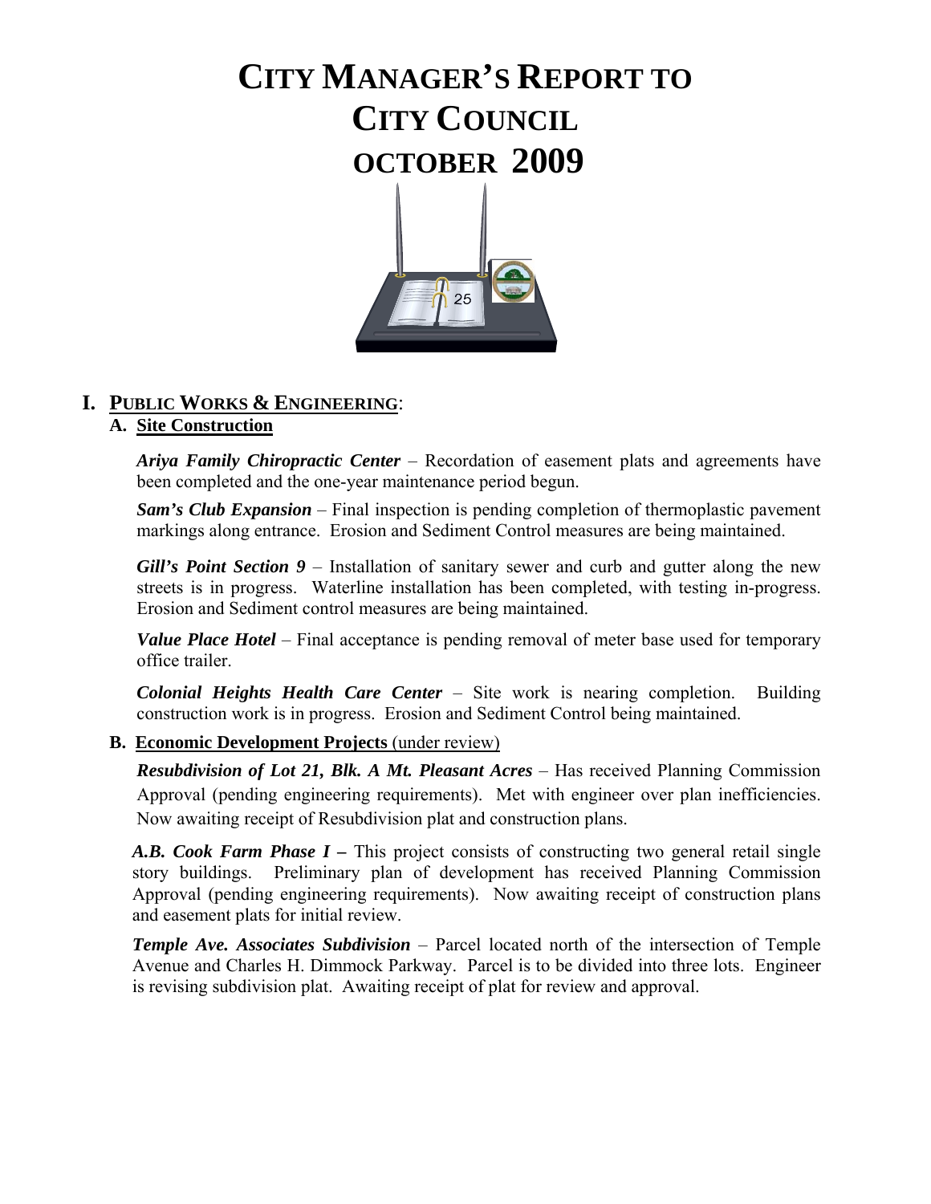# CITY MANAGER'S REPORT TO CITY COUNCIL OCTOBER 2009

## I. PUBLIC WORKS & ENGINEERING:

### A. Site Construction

***Ariya Family Chiropractic Center*** – Recordation of easement plats and agreements have been completed and the one-year maintenance period begun.

***Sam's Club Expansion*** – Final inspection is pending completion of thermoplastic pavement markings along entrance. Erosion and Sediment Control measures are being maintained.

***Gill's Point Section 9*** – Installation of sanitary sewer and curb and gutter along the new streets is in progress. Waterline installation has been completed, with testing in-progress. Erosion and Sediment control measures are being maintained.

***Value Place Hotel*** – Final acceptance is pending removal of meter base used for temporary office trailer.

***Colonial Heights Health Care Center*** – Site work is nearing completion. Building construction work is in progress. Erosion and Sediment Control being maintained.

### B. Economic Development Projects (under review)

***Resubdivision of Lot 21, Blk. A Mt. Pleasant Acres*** – Has received Planning Commission Approval (pending engineering requirements). Met with engineer over plan inefficiencies. Now awaiting receipt of Resubdivision plat and construction plans.

***A.B. Cook Farm Phase I*** **–** This project consists of constructing two general retail single story buildings. Preliminary plan of development has received Planning Commission Approval (pending engineering requirements). Now awaiting receipt of construction plans and easement plats for initial review.

***Temple Ave. Associates Subdivision*** – Parcel located north of the intersection of Temple Avenue and Charles H. Dimmock Parkway. Parcel is to be divided into three lots. Engineer is revising subdivision plat. Awaiting receipt of plat for review and approval.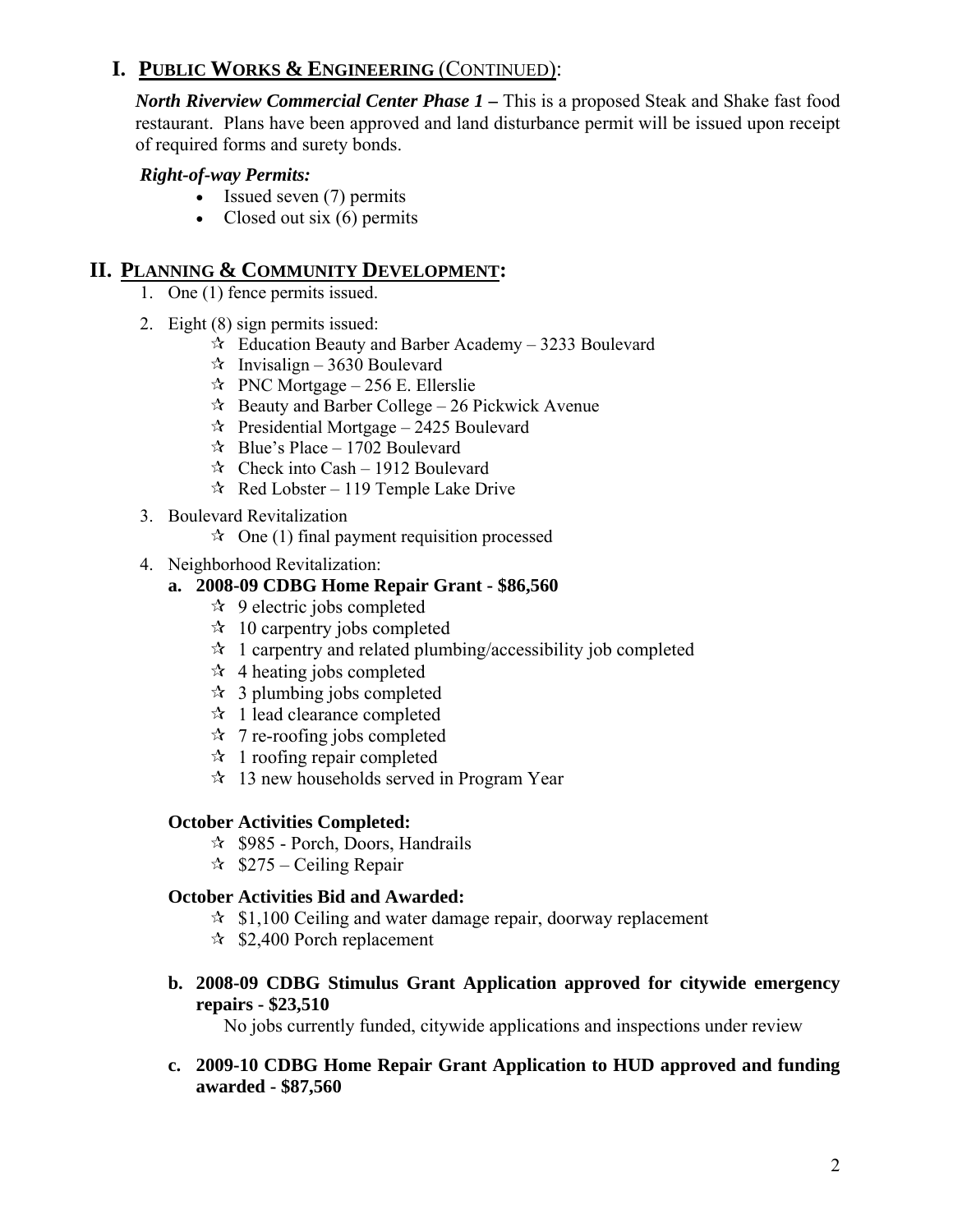# I. PUBLIC WORKS & ENGINEERING (CONTINUED):

***North Riverview Commercial Center Phase 1 –*** This is a proposed Steak and Shake fast food restaurant. Plans have been approved and land disturbance permit will be issued upon receipt of required forms and surety bonds.

***Right-of-way Permits:***

- Issued seven (7) permits
- Closed out six (6) permits

# II. PLANNING & COMMUNITY DEVELOPMENT:

1. One (1) fence permits issued.
2. Eight (8) sign permits issued:
   - ☆ Education Beauty and Barber Academy – 3233 Boulevard
   - ☆ Invisalign – 3630 Boulevard
   - ☆ PNC Mortgage – 256 E. Ellerslie
   - ☆ Beauty and Barber College – 26 Pickwick Avenue
   - ☆ Presidential Mortgage – 2425 Boulevard
   - ☆ Blue's Place – 1702 Boulevard
   - ☆ Check into Cash – 1912 Boulevard
   - ☆ Red Lobster – 119 Temple Lake Drive
3. Boulevard Revitalization
   - ☆ One (1) final payment requisition processed
4. Neighborhood Revitalization:

   **a. 2008-09 CDBG Home Repair Grant - $86,560**

   - ☆ 9 electric jobs completed
   - ☆ 10 carpentry jobs completed
   - ☆ 1 carpentry and related plumbing/accessibility job completed
   - ☆ 4 heating jobs completed
   - ☆ 3 plumbing jobs completed
   - ☆ 1 lead clearance completed
   - ☆ 7 re-roofing jobs completed
   - ☆ 1 roofing repair completed
   - ☆ 13 new households served in Program Year

   **October Activities Completed:**

   - ☆ $985 - Porch, Doors, Handrails
   - ☆ $275 – Ceiling Repair

   **October Activities Bid and Awarded:**

   - ☆ $1,100 Ceiling and water damage repair, doorway replacement
   - ☆ $2,400 Porch replacement

   **b. 2008-09 CDBG Stimulus Grant Application approved for citywide emergency repairs - $23,510**

   No jobs currently funded, citywide applications and inspections under review

   **c. 2009-10 CDBG Home Repair Grant Application to HUD approved and funding awarded - $87,560**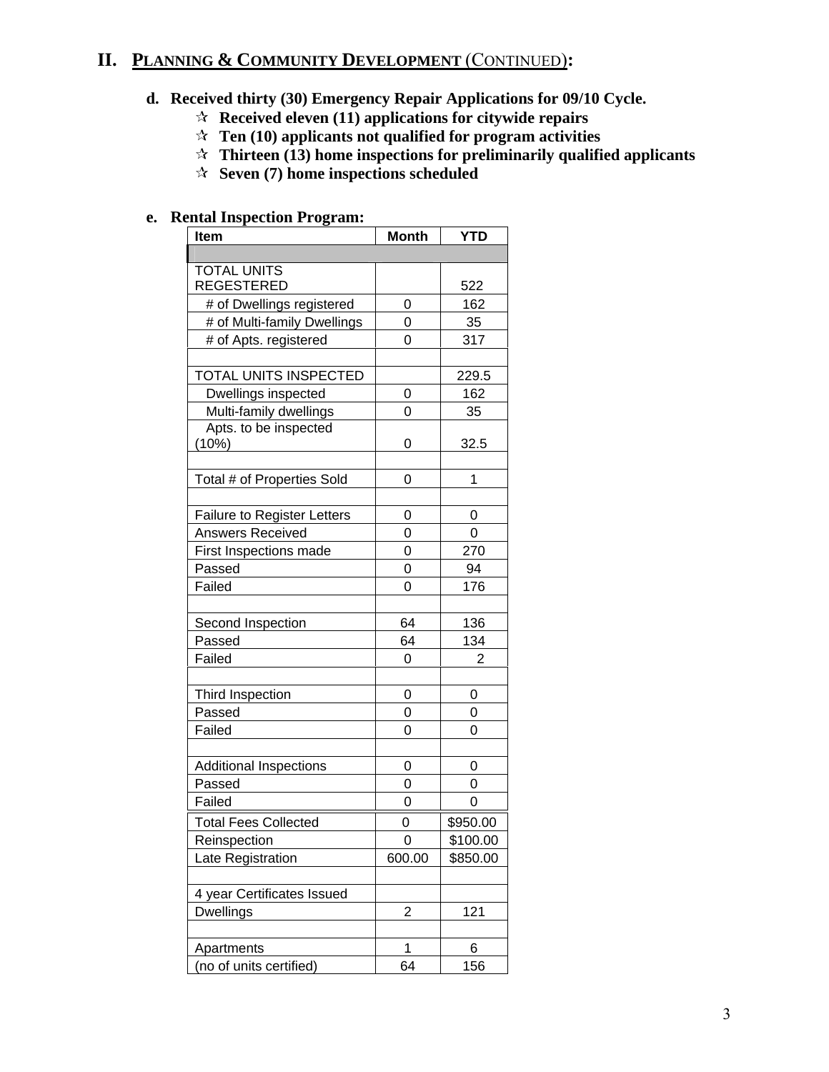## II. PLANNING & COMMUNITY DEVELOPMENT (CONTINUED):

**d. Received thirty (30) Emergency Repair Applications for 09/10 Cycle.**

- ☆ **Received eleven (11) applications for citywide repairs**
- ☆ **Ten (10) applicants not qualified for program activities**
- ☆ **Thirteen (13) home inspections for preliminarily qualified applicants**
- ☆ **Seven (7) home inspections scheduled**

**e. Rental Inspection Program:**

| Item | Month | YTD |
|---|---|---|
| | | |
| TOTAL UNITS REGESTERED | | 522 |
| # of Dwellings registered | 0 | 162 |
| # of Multi-family Dwellings | 0 | 35 |
| # of Apts. registered | 0 | 317 |
| | | |
| TOTAL UNITS INSPECTED | | 229.5 |
| Dwellings inspected | 0 | 162 |
| Multi-family dwellings | 0 | 35 |
| Apts. to be inspected (10%) | 0 | 32.5 |
| | | |
| Total # of Properties Sold | 0 | 1 |
| | | |
| Failure to Register Letters | 0 | 0 |
| Answers Received | 0 | 0 |
| First Inspections made | 0 | 270 |
| Passed | 0 | 94 |
| Failed | 0 | 176 |
| | | |
| Second Inspection | 64 | 136 |
| Passed | 64 | 134 |
| Failed | 0 | 2 |
| | | |
| Third Inspection | 0 | 0 |
| Passed | 0 | 0 |
| Failed | 0 | 0 |
| | | |
| Additional Inspections | 0 | 0 |
| Passed | 0 | 0 |
| Failed | 0 | 0 |
| Total Fees Collected | 0 | $950.00 |
| Reinspection | 0 | $100.00 |
| Late Registration | 600.00 | $850.00 |
| | | |
| 4 year Certificates Issued | | |
| Dwellings | 2 | 121 |
| | | |
| Apartments | 1 | 6 |
| (no of units certified) | 64 | 156 |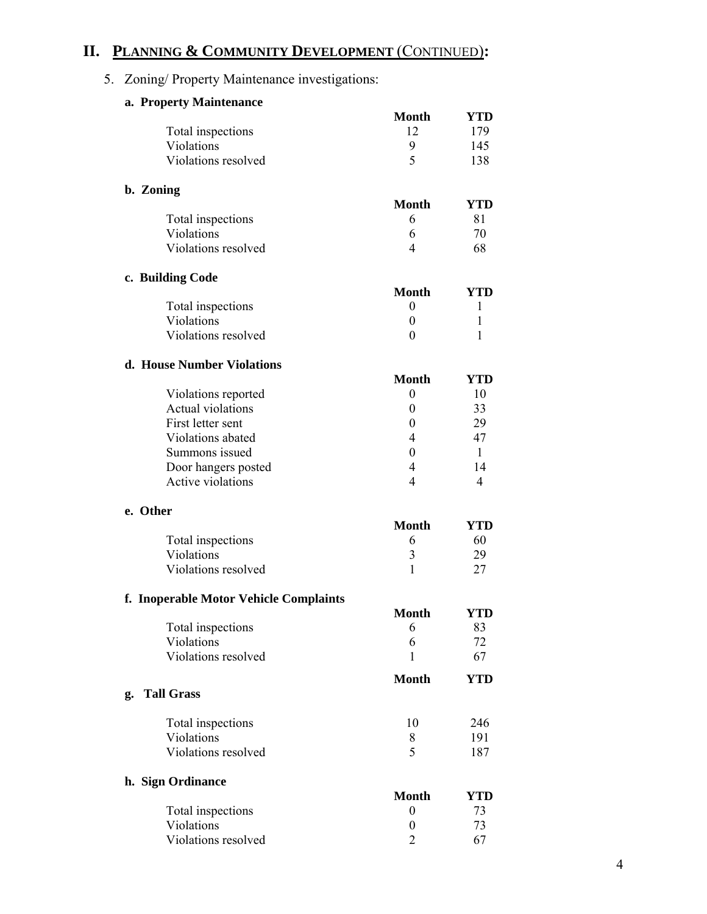## II. PLANNING & COMMUNITY DEVELOPMENT (CONTINUED):

5. Zoning/ Property Maintenance investigations:

**a. Property Maintenance**

| | Month | YTD |
|---|---|---|
| Total inspections | 12 | 179 |
| Violations | 9 | 145 |
| Violations resolved | 5 | 138 |

**b. Zoning**

| | Month | YTD |
|---|---|---|
| Total inspections | 6 | 81 |
| Violations | 6 | 70 |
| Violations resolved | 4 | 68 |

**c. Building Code**

| | Month | YTD |
|---|---|---|
| Total inspections | 0 | 1 |
| Violations | 0 | 1 |
| Violations resolved | 0 | 1 |

**d. House Number Violations**

| | Month | YTD |
|---|---|---|
| Violations reported | 0 | 10 |
| Actual violations | 0 | 33 |
| First letter sent | 0 | 29 |
| Violations abated | 4 | 47 |
| Summons issued | 0 | 1 |
| Door hangers posted | 4 | 14 |
| Active violations | 4 | 4 |

**e. Other**

| | Month | YTD |
|---|---|---|
| Total inspections | 6 | 60 |
| Violations | 3 | 29 |
| Violations resolved | 1 | 27 |

**f. Inoperable Motor Vehicle Complaints**

| | Month | YTD |
|---|---|---|
| Total inspections | 6 | 83 |
| Violations | 6 | 72 |
| Violations resolved | 1 | 67 |

**g. Tall Grass**

| | Month | YTD |
|---|---|---|
| Total inspections | 10 | 246 |
| Violations | 8 | 191 |
| Violations resolved | 5 | 187 |

**h. Sign Ordinance**

| | Month | YTD |
|---|---|---|
| Total inspections | 0 | 73 |
| Violations | 0 | 73 |
| Violations resolved | 2 | 67 |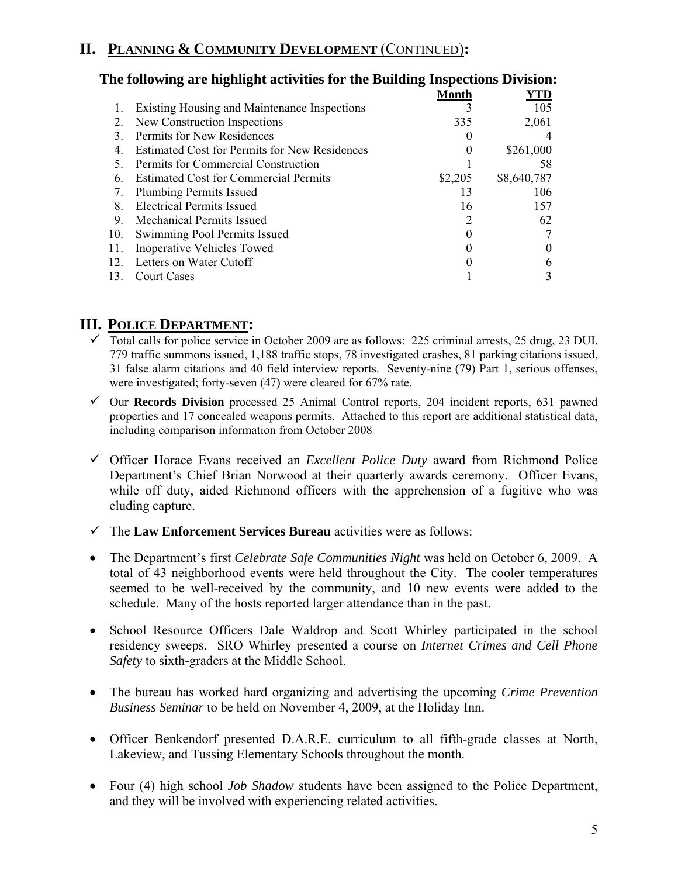## II. PLANNING & COMMUNITY DEVELOPMENT (CONTINUED):

### The following are highlight activities for the Building Inspections Division:

| | | Month | YTD |
|---|---|---|---|
| 1. | Existing Housing and Maintenance Inspections | 3 | 105 |
| 2. | New Construction Inspections | 335 | 2,061 |
| 3. | Permits for New Residences | 0 | 4 |
| 4. | Estimated Cost for Permits for New Residences | 0 | $261,000 |
| 5. | Permits for Commercial Construction | 1 | 58 |
| 6. | Estimated Cost for Commercial Permits | $2,205 | $8,640,787 |
| 7. | Plumbing Permits Issued | 13 | 106 |
| 8. | Electrical Permits Issued | 16 | 157 |
| 9. | Mechanical Permits Issued | 2 | 62 |
| 10. | Swimming Pool Permits Issued | 0 | 7 |
| 11. | Inoperative Vehicles Towed | 0 | 0 |
| 12. | Letters on Water Cutoff | 0 | 6 |
| 13. | Court Cases | 1 | 3 |

## III. POLICE DEPARTMENT:

- ✓ Total calls for police service in October 2009 are as follows: 225 criminal arrests, 25 drug, 23 DUI, 779 traffic summons issued, 1,188 traffic stops, 78 investigated crashes, 81 parking citations issued, 31 false alarm citations and 40 field interview reports. Seventy-nine (79) Part 1, serious offenses, were investigated; forty-seven (47) were cleared for 67% rate.
- ✓ Our **Records Division** processed 25 Animal Control reports, 204 incident reports, 631 pawned properties and 17 concealed weapons permits. Attached to this report are additional statistical data, including comparison information from October 2008
- ✓ Officer Horace Evans received an *Excellent Police Duty* award from Richmond Police Department's Chief Brian Norwood at their quarterly awards ceremony. Officer Evans, while off duty, aided Richmond officers with the apprehension of a fugitive who was eluding capture.
- ✓ The **Law Enforcement Services Bureau** activities were as follows:

- The Department's first *Celebrate Safe Communities Night* was held on October 6, 2009. A total of 43 neighborhood events were held throughout the City. The cooler temperatures seemed to be well-received by the community, and 10 new events were added to the schedule. Many of the hosts reported larger attendance than in the past.
- School Resource Officers Dale Waldrop and Scott Whirley participated in the school residency sweeps. SRO Whirley presented a course on *Internet Crimes and Cell Phone Safety* to sixth-graders at the Middle School.
- The bureau has worked hard organizing and advertising the upcoming *Crime Prevention Business Seminar* to be held on November 4, 2009, at the Holiday Inn.
- Officer Benkendorf presented D.A.R.E. curriculum to all fifth-grade classes at North, Lakeview, and Tussing Elementary Schools throughout the month.
- Four (4) high school *Job Shadow* students have been assigned to the Police Department, and they will be involved with experiencing related activities.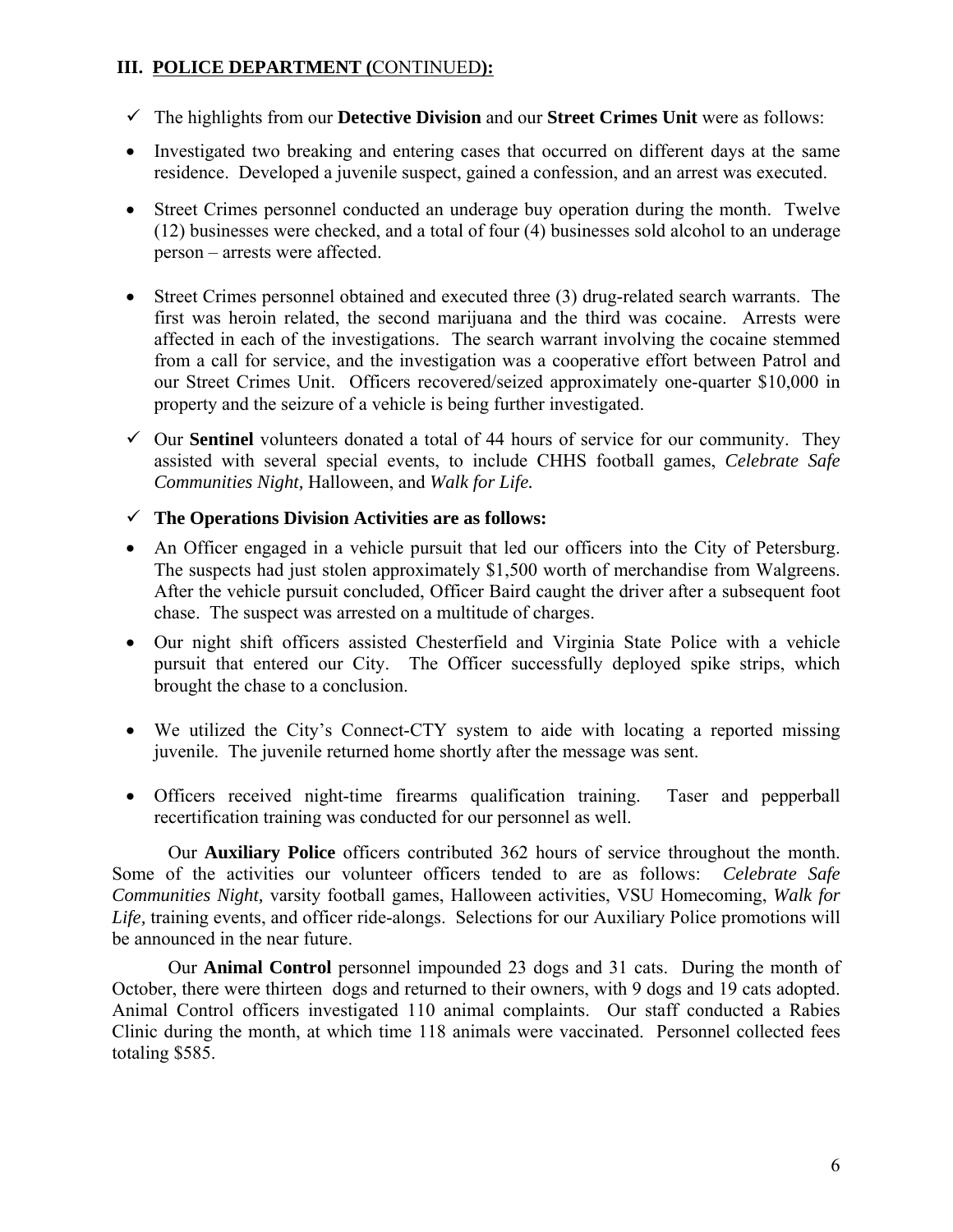### III. POLICE DEPARTMENT (CONTINUED):

- ✓ The highlights from our **Detective Division** and our **Street Crimes Unit** were as follows:

- Investigated two breaking and entering cases that occurred on different days at the same residence. Developed a juvenile suspect, gained a confession, and an arrest was executed.
- Street Crimes personnel conducted an underage buy operation during the month. Twelve (12) businesses were checked, and a total of four (4) businesses sold alcohol to an underage person – arrests were affected.
- Street Crimes personnel obtained and executed three (3) drug-related search warrants. The first was heroin related, the second marijuana and the third was cocaine. Arrests were affected in each of the investigations. The search warrant involving the cocaine stemmed from a call for service, and the investigation was a cooperative effort between Patrol and our Street Crimes Unit. Officers recovered/seized approximately one-quarter $10,000 in property and the seizure of a vehicle is being further investigated.

- ✓ Our **Sentinel** volunteers donated a total of 44 hours of service for our community. They assisted with several special events, to include CHHS football games, *Celebrate Safe Communities Night,* Halloween, and *Walk for Life.*

- ✓ **The Operations Division Activities are as follows:**

- An Officer engaged in a vehicle pursuit that led our officers into the City of Petersburg. The suspects had just stolen approximately $1,500 worth of merchandise from Walgreens. After the vehicle pursuit concluded, Officer Baird caught the driver after a subsequent foot chase. The suspect was arrested on a multitude of charges.
- Our night shift officers assisted Chesterfield and Virginia State Police with a vehicle pursuit that entered our City. The Officer successfully deployed spike strips, which brought the chase to a conclusion.
- We utilized the City's Connect-CTY system to aide with locating a reported missing juvenile. The juvenile returned home shortly after the message was sent.
- Officers received night-time firearms qualification training. Taser and pepperball recertification training was conducted for our personnel as well.

Our **Auxiliary Police** officers contributed 362 hours of service throughout the month. Some of the activities our volunteer officers tended to are as follows: *Celebrate Safe Communities Night,* varsity football games, Halloween activities, VSU Homecoming, *Walk for Life,* training events, and officer ride-alongs. Selections for our Auxiliary Police promotions will be announced in the near future.

Our **Animal Control** personnel impounded 23 dogs and 31 cats. During the month of October, there were thirteen dogs and returned to their owners, with 9 dogs and 19 cats adopted. Animal Control officers investigated 110 animal complaints. Our staff conducted a Rabies Clinic during the month, at which time 118 animals were vaccinated. Personnel collected fees totaling $585.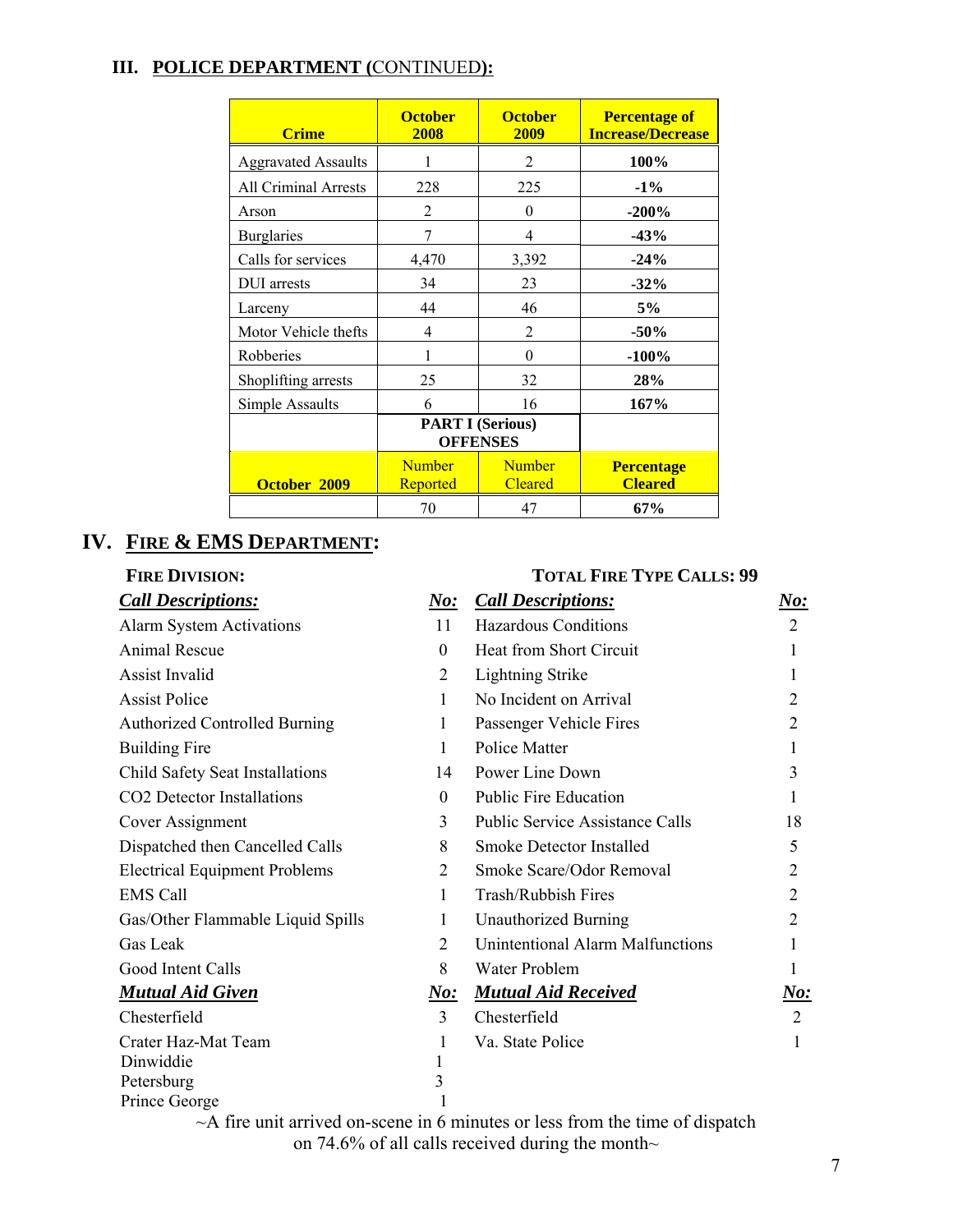## III. POLICE DEPARTMENT (CONTINUED):

| Crime | October 2008 | October 2009 | Percentage of Increase/Decrease |
|---|---|---|---|
| Aggravated Assaults | 1 | 2 | **100%** |
| All Criminal Arrests | 228 | 225 | **-1%** |
| Arson | 2 | 0 | **-200%** |
| Burglaries | 7 | 4 | **-43%** |
| Calls for services | 4,470 | 3,392 | **-24%** |
| DUI arrests | 34 | 23 | **-32%** |
| Larceny | 44 | 46 | **5%** |
| Motor Vehicle thefts | 4 | 2 | **-50%** |
| Robberies | 1 | 0 | **-100%** |
| Shoplifting arrests | 25 | 32 | **28%** |
| Simple Assaults | 6 | 16 | **167%** |
| | **PART I (Serious) OFFENSES** | | |
| **October 2009** | Number Reported | Number Cleared | **Percentage Cleared** |
| | 70 | 47 | **67%** |

## IV. FIRE & EMS DEPARTMENT:

**FIRE DIVISION:** **TOTAL FIRE TYPE CALLS: 99**

| ***Call Descriptions:*** | ***No:*** | ***Call Descriptions:*** | ***No:*** |
|---|---|---|---|
| Alarm System Activations | 11 | Hazardous Conditions | 2 |
| Animal Rescue | 0 | Heat from Short Circuit | 1 |
| Assist Invalid | 2 | Lightning Strike | 1 |
| Assist Police | 1 | No Incident on Arrival | 2 |
| Authorized Controlled Burning | 1 | Passenger Vehicle Fires | 2 |
| Building Fire | 1 | Police Matter | 1 |
| Child Safety Seat Installations | 14 | Power Line Down | 3 |
| CO2 Detector Installations | 0 | Public Fire Education | 1 |
| Cover Assignment | 3 | Public Service Assistance Calls | 18 |
| Dispatched then Cancelled Calls | 8 | Smoke Detector Installed | 5 |
| Electrical Equipment Problems | 2 | Smoke Scare/Odor Removal | 2 |
| EMS Call | 1 | Trash/Rubbish Fires | 2 |
| Gas/Other Flammable Liquid Spills | 1 | Unauthorized Burning | 2 |
| Gas Leak | 2 | Unintentional Alarm Malfunctions | 1 |
| Good Intent Calls | 8 | Water Problem | 1 |
| ***Mutual Aid Given*** | ***No:*** | ***Mutual Aid Received*** | ***No:*** |
| Chesterfield | 3 | Chesterfield | 2 |
| Crater Haz-Mat Team | 1 | Va. State Police | 1 |
| Dinwiddie | 1 | | |
| Petersburg | 3 | | |
| Prince George | 1 | | |

~A fire unit arrived on-scene in 6 minutes or less from the time of dispatch on 74.6% of all calls received during the month~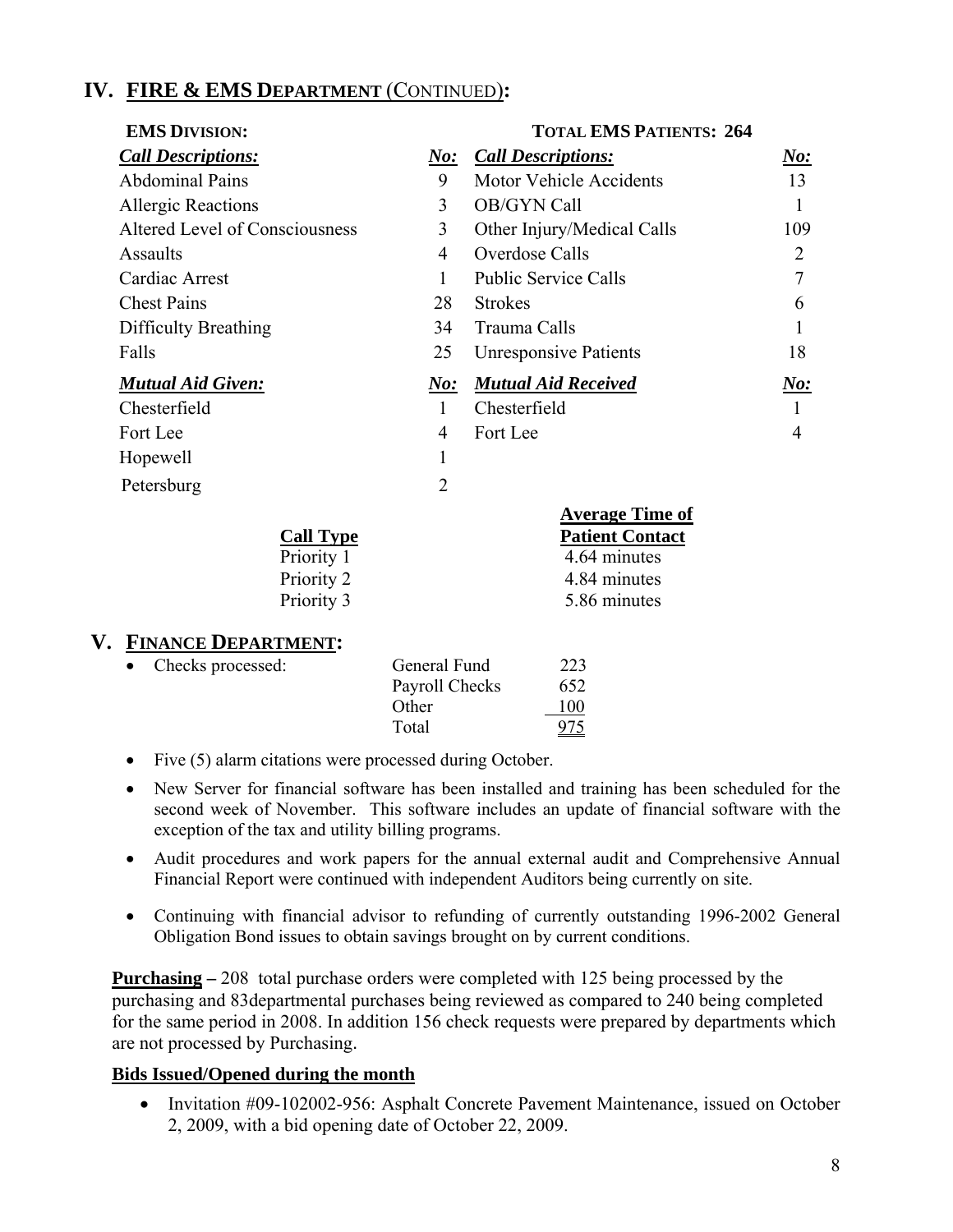## IV. FIRE & EMS DEPARTMENT (CONTINUED):

**EMS DIVISION:** **TOTAL EMS PATIENTS: 264**

| *Call Descriptions:* | *No:* | *Call Descriptions:* | *No:* |
|---|---|---|---|
| Abdominal Pains | 9 | Motor Vehicle Accidents | 13 |
| Allergic Reactions | 3 | OB/GYN Call | 1 |
| Altered Level of Consciousness | 3 | Other Injury/Medical Calls | 109 |
| Assaults | 4 | Overdose Calls | 2 |
| Cardiac Arrest | 1 | Public Service Calls | 7 |
| Chest Pains | 28 | Strokes | 6 |
| Difficulty Breathing | 34 | Trauma Calls | 1 |
| Falls | 25 | Unresponsive Patients | 18 |
| ***Mutual Aid Given:*** | ***No:*** | ***Mutual Aid Received*** | ***No:*** |
| Chesterfield | 1 | Chesterfield | 1 |
| Fort Lee | 4 | Fort Lee | 4 |
| Hopewell | 1 | | |
| Petersburg | 2 | | |

| Call Type | Average Time of Patient Contact |
|---|---|
| Priority 1 | 4.64 minutes |
| Priority 2 | 4.84 minutes |
| Priority 3 | 5.86 minutes |

## V. FINANCE DEPARTMENT:

- Checks processed:

| | |
|---|---|
| General Fund | 223 |
| Payroll Checks | 652 |
| Other | 100 |
| Total | 975 |

- Five (5) alarm citations were processed during October.
- New Server for financial software has been installed and training has been scheduled for the second week of November. This software includes an update of financial software with the exception of the tax and utility billing programs.
- Audit procedures and work papers for the annual external audit and Comprehensive Annual Financial Report were continued with independent Auditors being currently on site.
- Continuing with financial advisor to refunding of currently outstanding 1996-2002 General Obligation Bond issues to obtain savings brought on by current conditions.

**Purchasing –** 208 total purchase orders were completed with 125 being processed by the purchasing and 83departmental purchases being reviewed as compared to 240 being completed for the same period in 2008. In addition 156 check requests were prepared by departments which are not processed by Purchasing.

**Bids Issued/Opened during the month**

- Invitation #09-102002-956: Asphalt Concrete Pavement Maintenance, issued on October 2, 2009, with a bid opening date of October 22, 2009.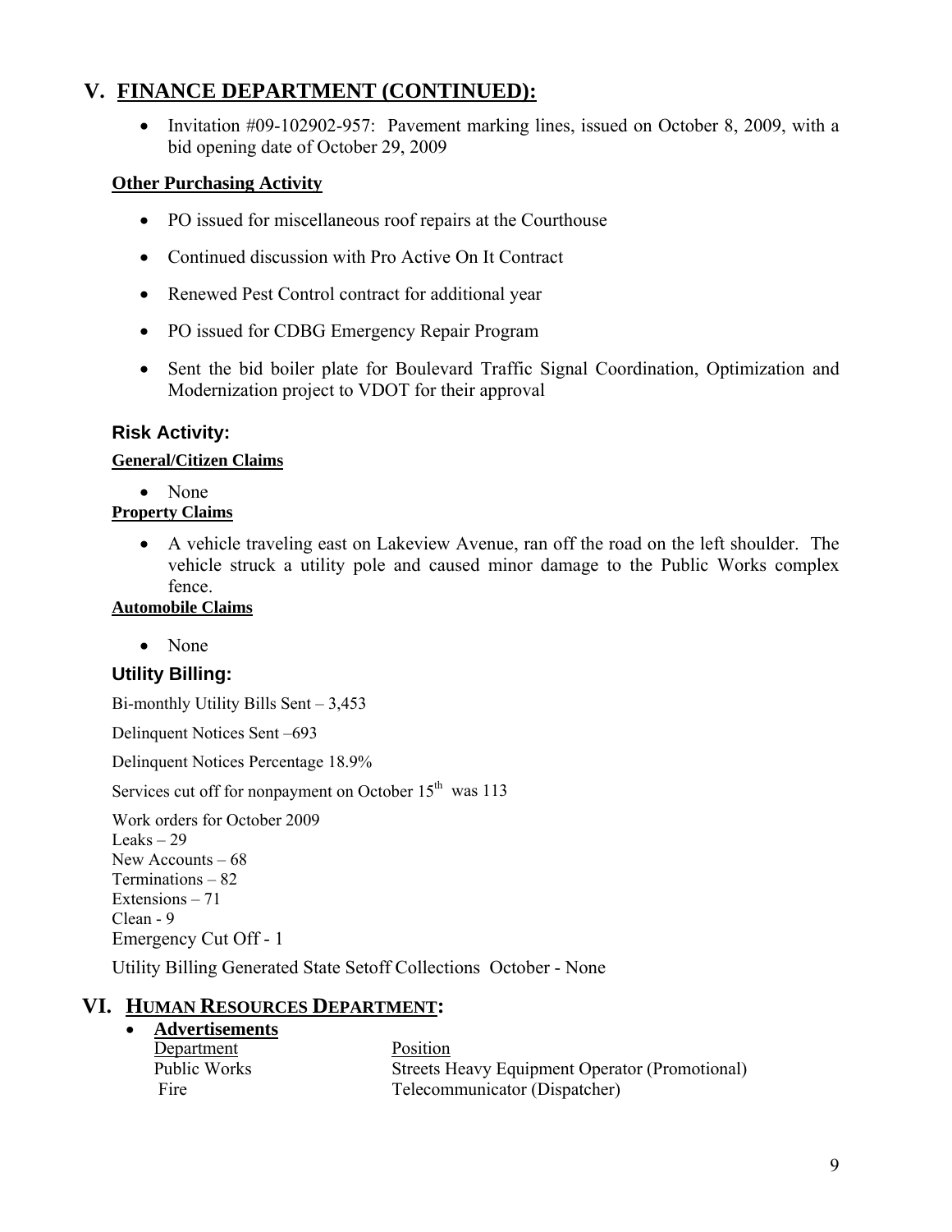## V. FINANCE DEPARTMENT (CONTINUED):

- Invitation #09-102902-957: Pavement marking lines, issued on October 8, 2009, with a bid opening date of October 29, 2009

**Other Purchasing Activity**

- PO issued for miscellaneous roof repairs at the Courthouse
- Continued discussion with Pro Active On It Contract
- Renewed Pest Control contract for additional year
- PO issued for CDBG Emergency Repair Program
- Sent the bid boiler plate for Boulevard Traffic Signal Coordination, Optimization and Modernization project to VDOT for their approval

### Risk Activity:

**General/Citizen Claims**

- None

**Property Claims**

- A vehicle traveling east on Lakeview Avenue, ran off the road on the left shoulder. The vehicle struck a utility pole and caused minor damage to the Public Works complex fence.

**Automobile Claims**

- None

### Utility Billing:

Bi-monthly Utility Bills Sent – 3,453

Delinquent Notices Sent –693

Delinquent Notices Percentage 18.9%

Services cut off for nonpayment on October 15th was 113

Work orders for October 2009
Leaks – 29
New Accounts – 68
Terminations – 82
Extensions – 71
Clean - 9
Emergency Cut Off - 1

Utility Billing Generated State Setoff Collections October - None

## VI. HUMAN RESOURCES DEPARTMENT:

- **Advertisements**

| Department | Position |
|---|---|
| Public Works | Streets Heavy Equipment Operator (Promotional) |
| Fire | Telecommunicator (Dispatcher) |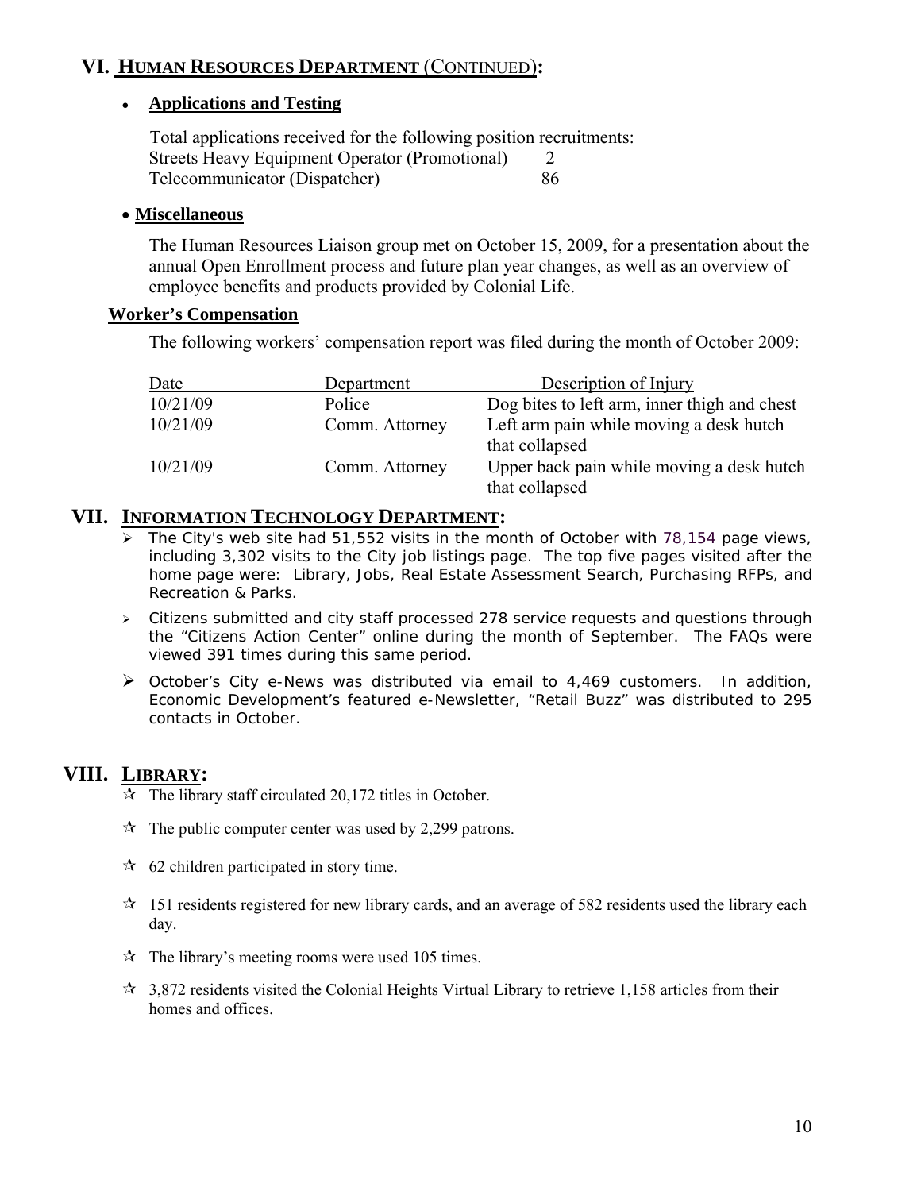## VI. HUMAN RESOURCES DEPARTMENT (CONTINUED):

- **Applications and Testing**

  Total applications received for the following position recruitments:

| Position | Applications |
|---|---|
| Streets Heavy Equipment Operator (Promotional) | 2 |
| Telecommunicator (Dispatcher) | 86 |

- **Miscellaneous**

  The Human Resources Liaison group met on October 15, 2009, for a presentation about the annual Open Enrollment process and future plan year changes, as well as an overview of employee benefits and products provided by Colonial Life.

**Worker's Compensation**

The following workers' compensation report was filed during the month of October 2009:

| Date | Department | Description of Injury |
|---|---|---|
| 10/21/09 | Police | Dog bites to left arm, inner thigh and chest |
| 10/21/09 | Comm. Attorney | Left arm pain while moving a desk hutch that collapsed |
| 10/21/09 | Comm. Attorney | Upper back pain while moving a desk hutch that collapsed |

## VII. INFORMATION TECHNOLOGY DEPARTMENT:

- The City's web site had 51,552 visits in the month of October with 78,154 page views, including 3,302 visits to the City job listings page. The top five pages visited after the home page were: Library, Jobs, Real Estate Assessment Search, Purchasing RFPs, and Recreation & Parks.
- Citizens submitted and city staff processed 278 service requests and questions through the "Citizens Action Center" online during the month of September. The FAQs were viewed 391 times during this same period.
- October's City e-News was distributed via email to 4,469 customers. In addition, Economic Development's featured e-Newsletter, "Retail Buzz" was distributed to 295 contacts in October.

## VIII. LIBRARY:

- The library staff circulated 20,172 titles in October.
- The public computer center was used by 2,299 patrons.
- 62 children participated in story time.
- 151 residents registered for new library cards, and an average of 582 residents used the library each day.
- The library's meeting rooms were used 105 times.
- 3,872 residents visited the Colonial Heights Virtual Library to retrieve 1,158 articles from their homes and offices.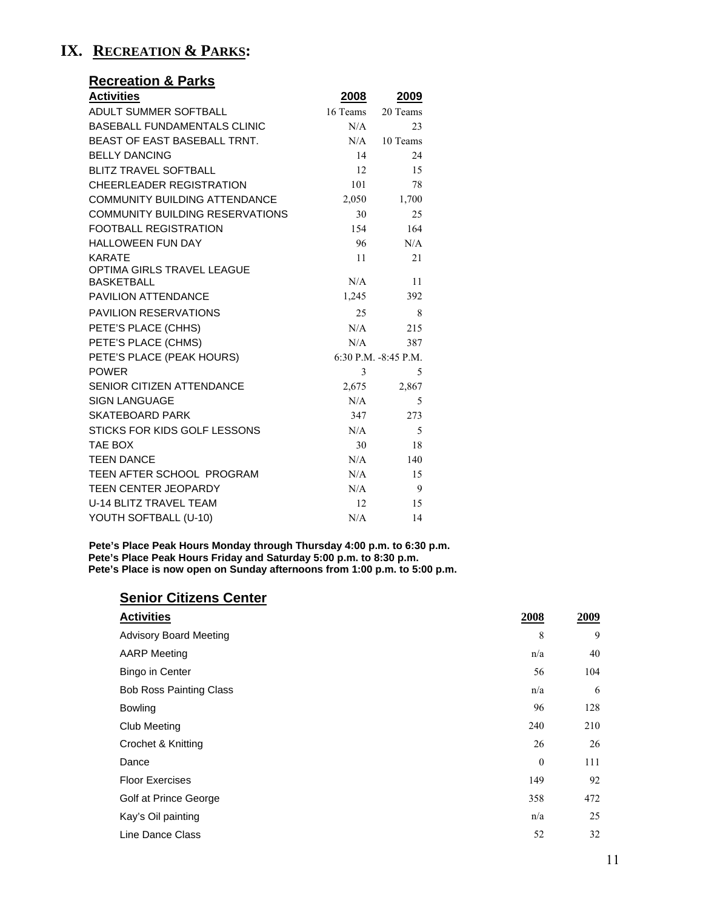# IX. RECREATION & PARKS:

## Recreation & Parks

| Activities | 2008 | 2009 |
|---|---|---|
| ADULT SUMMER SOFTBALL | 16 Teams | 20 Teams |
| BASEBALL FUNDAMENTALS CLINIC | N/A | 23 |
| BEAST OF EAST BASEBALL TRNT. | N/A | 10 Teams |
| BELLY DANCING | 14 | 24 |
| BLITZ TRAVEL SOFTBALL | 12 | 15 |
| CHEERLEADER REGISTRATION | 101 | 78 |
| COMMUNITY BUILDING ATTENDANCE | 2,050 | 1,700 |
| COMMUNITY BUILDING RESERVATIONS | 30 | 25 |
| FOOTBALL REGISTRATION | 154 | 164 |
| HALLOWEEN FUN DAY | 96 | N/A |
| KARATE | 11 | 21 |
| OPTIMA GIRLS TRAVEL LEAGUE BASKETBALL | N/A | 11 |
| PAVILION ATTENDANCE | 1,245 | 392 |
| PAVILION RESERVATIONS | 25 | 8 |
| PETE'S PLACE (CHHS) | N/A | 215 |
| PETE'S PLACE (CHMS) | N/A | 387 |
| PETE'S PLACE (PEAK HOURS) | 6:30 P.M. -8:45 P.M. | |
| POWER | 3 | 5 |
| SENIOR CITIZEN ATTENDANCE | 2,675 | 2,867 |
| SIGN LANGUAGE | N/A | 5 |
| SKATEBOARD PARK | 347 | 273 |
| STICKS FOR KIDS GOLF LESSONS | N/A | 5 |
| TAE BOX | 30 | 18 |
| TEEN DANCE | N/A | 140 |
| TEEN AFTER SCHOOL PROGRAM | N/A | 15 |
| TEEN CENTER JEOPARDY | N/A | 9 |
| U-14 BLITZ TRAVEL TEAM | 12 | 15 |
| YOUTH SOFTBALL (U-10) | N/A | 14 |

**Pete's Place Peak Hours Monday through Thursday 4:00 p.m. to 6:30 p.m.**
**Pete's Place Peak Hours Friday and Saturday 5:00 p.m. to 8:30 p.m.**
**Pete's Place is now open on Sunday afternoons from 1:00 p.m. to 5:00 p.m.**

## Senior Citizens Center

| Activities | 2008 | 2009 |
|---|---|---|
| Advisory Board Meeting | 8 | 9 |
| AARP Meeting | n/a | 40 |
| Bingo in Center | 56 | 104 |
| Bob Ross Painting Class | n/a | 6 |
| Bowling | 96 | 128 |
| Club Meeting | 240 | 210 |
| Crochet & Knitting | 26 | 26 |
| Dance | 0 | 111 |
| Floor Exercises | 149 | 92 |
| Golf at Prince George | 358 | 472 |
| Kay's Oil painting | n/a | 25 |
| Line Dance Class | 52 | 32 |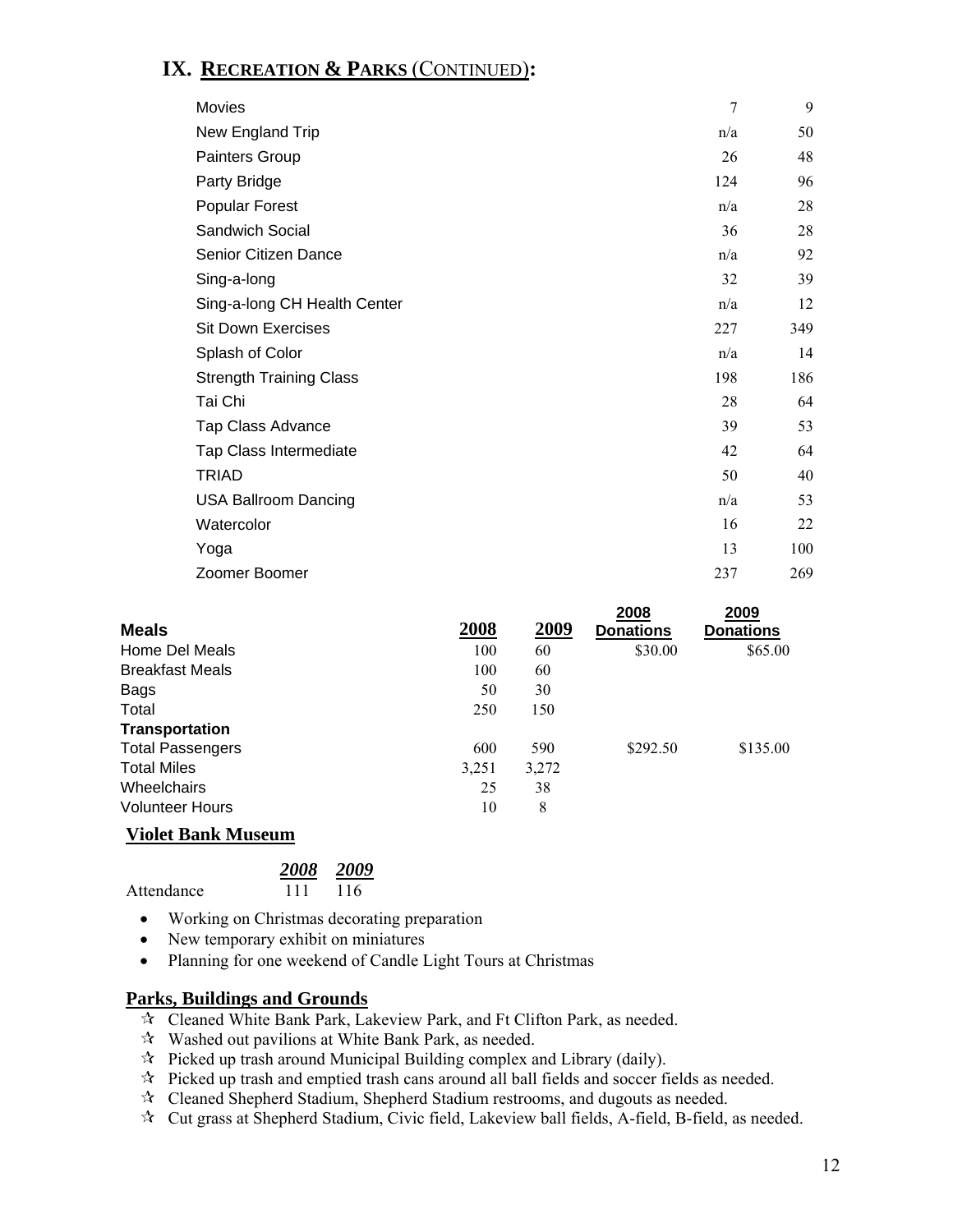## IX. RECREATION & PARKS (CONTINUED):

| | | |
|---|---|---|
| Movies | 7 | 9 |
| New England Trip | n/a | 50 |
| Painters Group | 26 | 48 |
| Party Bridge | 124 | 96 |
| Popular Forest | n/a | 28 |
| Sandwich Social | 36 | 28 |
| Senior Citizen Dance | n/a | 92 |
| Sing-a-long | 32 | 39 |
| Sing-a-long CH Health Center | n/a | 12 |
| Sit Down Exercises | 227 | 349 |
| Splash of Color | n/a | 14 |
| Strength Training Class | 198 | 186 |
| Tai Chi | 28 | 64 |
| Tap Class Advance | 39 | 53 |
| Tap Class Intermediate | 42 | 64 |
| TRIAD | 50 | 40 |
| USA Ballroom Dancing | n/a | 53 |
| Watercolor | 16 | 22 |
| Yoga | 13 | 100 |
| Zoomer Boomer | 237 | 269 |

| **Meals** | **2008** | **2009** | **2008 Donations** | **2009 Donations** |
|---|---|---|---|---|
| Home Del Meals | 100 | 60 | $30.00 | $65.00 |
| Breakfast Meals | 100 | 60 | | |
| Bags | 50 | 30 | | |
| Total | 250 | 150 | | |
| **Transportation** | | | | |
| Total Passengers | 600 | 590 | $292.50 | $135.00 |
| Total Miles | 3,251 | 3,272 | | |
| Wheelchairs | 25 | 38 | | |
| Volunteer Hours | 10 | 8 | | |

### Violet Bank Museum

| | *2008* | *2009* |
|---|---|---|
| Attendance | 111 | 116 |

- Working on Christmas decorating preparation
- New temporary exhibit on miniatures
- Planning for one weekend of Candle Light Tours at Christmas

### Parks, Buildings and Grounds

- ☆ Cleaned White Bank Park, Lakeview Park, and Ft Clifton Park, as needed.
- ☆ Washed out pavilions at White Bank Park, as needed.
- ☆ Picked up trash around Municipal Building complex and Library (daily).
- ☆ Picked up trash and emptied trash cans around all ball fields and soccer fields as needed.
- ☆ Cleaned Shepherd Stadium, Shepherd Stadium restrooms, and dugouts as needed.
- ☆ Cut grass at Shepherd Stadium, Civic field, Lakeview ball fields, A-field, B-field, as needed.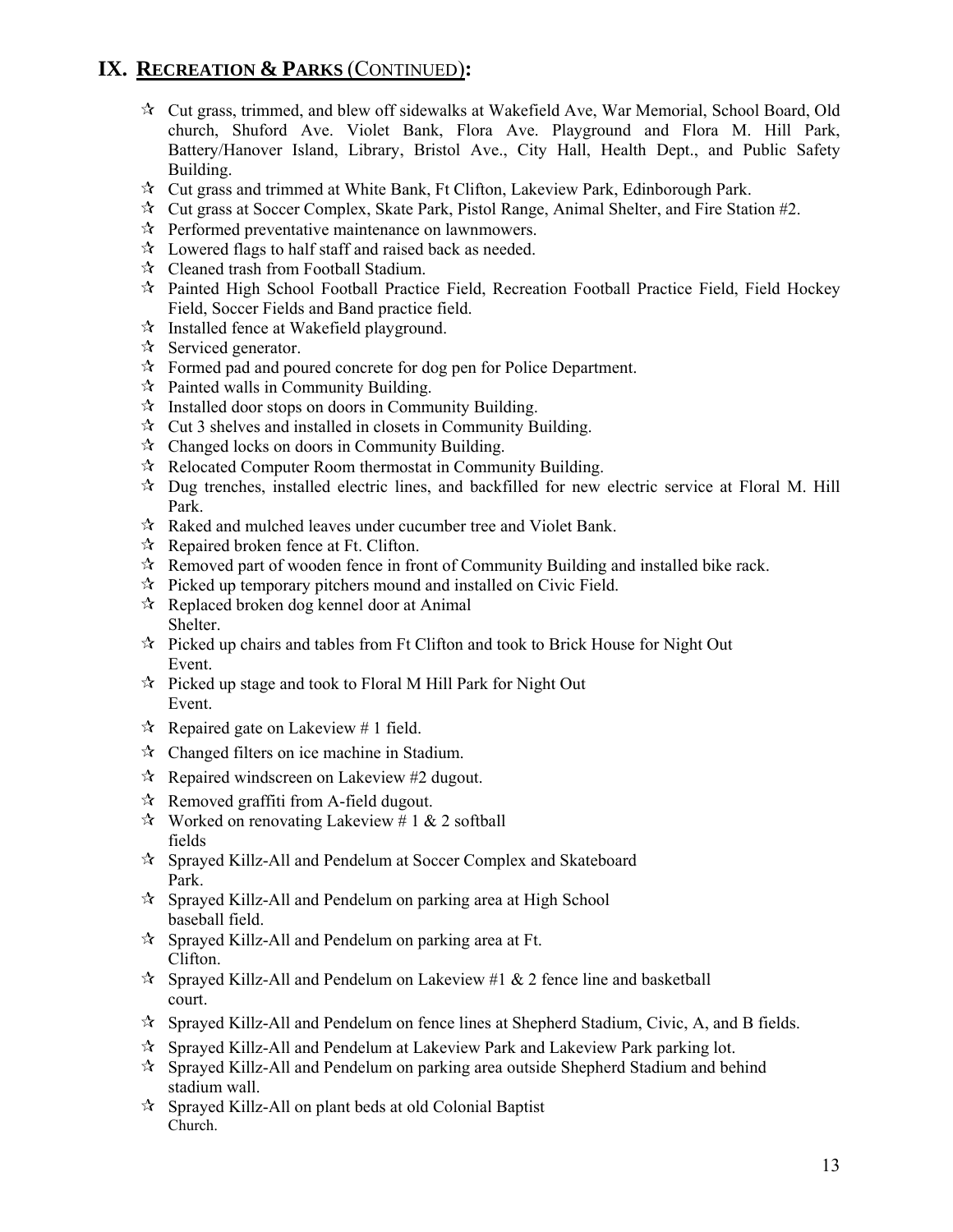## IX. RECREATION & PARKS (CONTINUED):

- Cut grass, trimmed, and blew off sidewalks at Wakefield Ave, War Memorial, School Board, Old church, Shuford Ave. Violet Bank, Flora Ave. Playground and Flora M. Hill Park, Battery/Hanover Island, Library, Bristol Ave., City Hall, Health Dept., and Public Safety Building.
- Cut grass and trimmed at White Bank, Ft Clifton, Lakeview Park, Edinborough Park.
- Cut grass at Soccer Complex, Skate Park, Pistol Range, Animal Shelter, and Fire Station #2.
- Performed preventative maintenance on lawnmowers.
- Lowered flags to half staff and raised back as needed.
- Cleaned trash from Football Stadium.
- Painted High School Football Practice Field, Recreation Football Practice Field, Field Hockey Field, Soccer Fields and Band practice field.
- Installed fence at Wakefield playground.
- Serviced generator.
- Formed pad and poured concrete for dog pen for Police Department.
- Painted walls in Community Building.
- Installed door stops on doors in Community Building.
- Cut 3 shelves and installed in closets in Community Building.
- Changed locks on doors in Community Building.
- Relocated Computer Room thermostat in Community Building.
- Dug trenches, installed electric lines, and backfilled for new electric service at Floral M. Hill Park.
- Raked and mulched leaves under cucumber tree and Violet Bank.
- Repaired broken fence at Ft. Clifton.
- Removed part of wooden fence in front of Community Building and installed bike rack.
- Picked up temporary pitchers mound and installed on Civic Field.
- Replaced broken dog kennel door at Animal Shelter.
- Picked up chairs and tables from Ft Clifton and took to Brick House for Night Out Event.
- Picked up stage and took to Floral M Hill Park for Night Out Event.
- Repaired gate on Lakeview # 1 field.
- Changed filters on ice machine in Stadium.
- Repaired windscreen on Lakeview #2 dugout.
- Removed graffiti from A-field dugout.
- Worked on renovating Lakeview # 1 & 2 softball fields
- Sprayed Killz-All and Pendelum at Soccer Complex and Skateboard Park.
- Sprayed Killz-All and Pendelum on parking area at High School baseball field.
- Sprayed Killz-All and Pendelum on parking area at Ft. Clifton.
- Sprayed Killz-All and Pendelum on Lakeview #1 & 2 fence line and basketball court.
- Sprayed Killz-All and Pendelum on fence lines at Shepherd Stadium, Civic, A, and B fields.
- Sprayed Killz-All and Pendelum at Lakeview Park and Lakeview Park parking lot.
- Sprayed Killz-All and Pendelum on parking area outside Shepherd Stadium and behind stadium wall.
- Sprayed Killz-All on plant beds at old Colonial Baptist Church.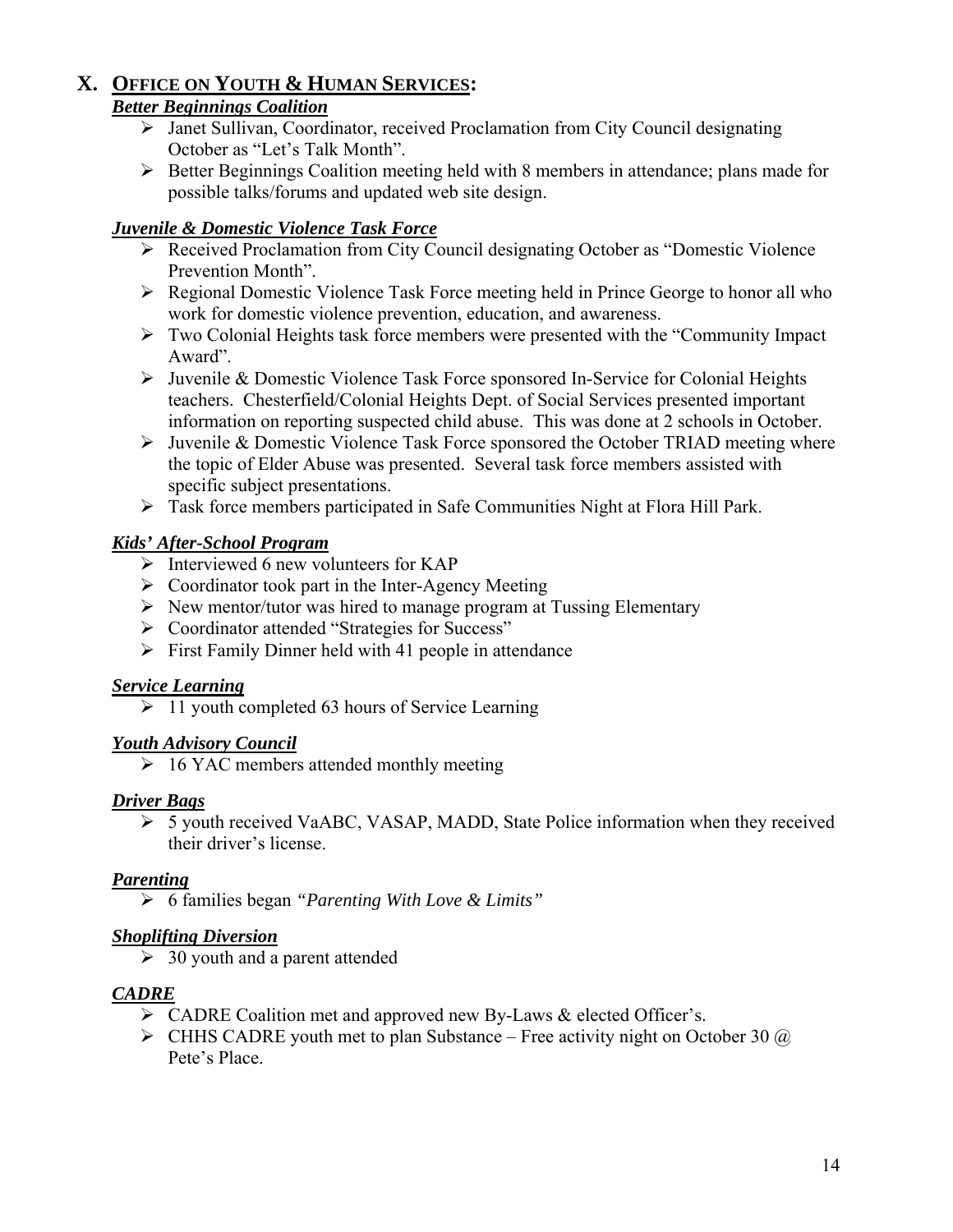## X. OFFICE ON YOUTH & HUMAN SERVICES:

### *Better Beginnings Coalition*

- Janet Sullivan, Coordinator, received Proclamation from City Council designating October as "Let's Talk Month".
- Better Beginnings Coalition meeting held with 8 members in attendance; plans made for possible talks/forums and updated web site design.

### *Juvenile & Domestic Violence Task Force*

- Received Proclamation from City Council designating October as "Domestic Violence Prevention Month".
- Regional Domestic Violence Task Force meeting held in Prince George to honor all who work for domestic violence prevention, education, and awareness.
- Two Colonial Heights task force members were presented with the "Community Impact Award".
- Juvenile & Domestic Violence Task Force sponsored In-Service for Colonial Heights teachers. Chesterfield/Colonial Heights Dept. of Social Services presented important information on reporting suspected child abuse. This was done at 2 schools in October.
- Juvenile & Domestic Violence Task Force sponsored the October TRIAD meeting where the topic of Elder Abuse was presented. Several task force members assisted with specific subject presentations.
- Task force members participated in Safe Communities Night at Flora Hill Park.

### *Kids' After-School Program*

- Interviewed 6 new volunteers for KAP
- Coordinator took part in the Inter-Agency Meeting
- New mentor/tutor was hired to manage program at Tussing Elementary
- Coordinator attended "Strategies for Success"
- First Family Dinner held with 41 people in attendance

### *Service Learning*

- 11 youth completed 63 hours of Service Learning

### *Youth Advisory Council*

- 16 YAC members attended monthly meeting

### *Driver Bags*

- 5 youth received VaABC, VASAP, MADD, State Police information when they received their driver's license.

### *Parenting*

- 6 families began *"Parenting With Love & Limits"*

### *Shoplifting Diversion*

- 30 youth and a parent attended

### *CADRE*

- CADRE Coalition met and approved new By-Laws & elected Officer's.
- CHHS CADRE youth met to plan Substance – Free activity night on October 30 @ Pete's Place.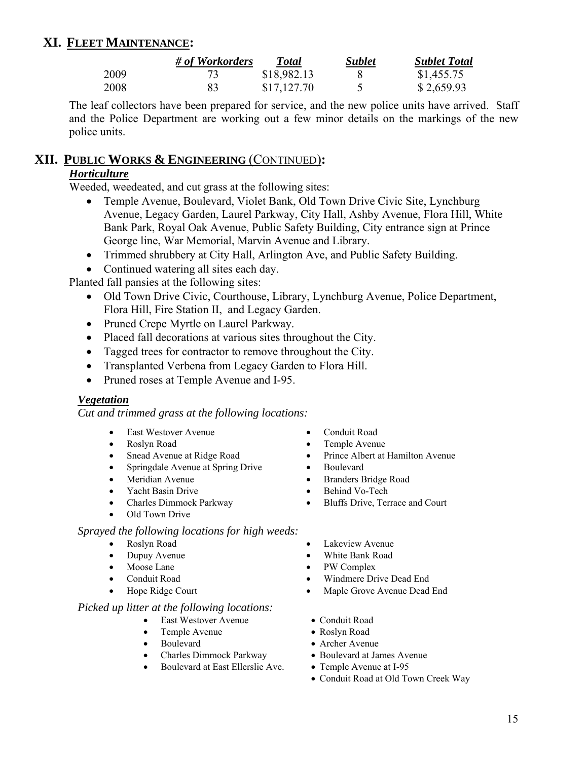## XI. FLEET MAINTENANCE:

| | *# of Workorders* | *Total* | *Sublet* | *Sublet Total* |
|---|---|---|---|---|
| 2009 | 73 | $18,982.13 | 8 | $1,455.75 |
| 2008 | 83 | $17,127.70 | 5 | $ 2,659.93 |

The leaf collectors have been prepared for service, and the new police units have arrived. Staff and the Police Department are working out a few minor details on the markings of the new police units.

## XII. PUBLIC WORKS & ENGINEERING (CONTINUED):

### *Horticulture*

Weeded, weedeated, and cut grass at the following sites:

- Temple Avenue, Boulevard, Violet Bank, Old Town Drive Civic Site, Lynchburg Avenue, Legacy Garden, Laurel Parkway, City Hall, Ashby Avenue, Flora Hill, White Bank Park, Royal Oak Avenue, Public Safety Building, City entrance sign at Prince George line, War Memorial, Marvin Avenue and Library.
- Trimmed shrubbery at City Hall, Arlington Ave, and Public Safety Building.
- Continued watering all sites each day.

Planted fall pansies at the following sites:

- Old Town Drive Civic, Courthouse, Library, Lynchburg Avenue, Police Department, Flora Hill, Fire Station II, and Legacy Garden.
- Pruned Crepe Myrtle on Laurel Parkway.
- Placed fall decorations at various sites throughout the City.
- Tagged trees for contractor to remove throughout the City.
- Transplanted Verbena from Legacy Garden to Flora Hill.
- Pruned roses at Temple Avenue and I-95.

### *Vegetation*

*Cut and trimmed grass at the following locations:*

- East Westover Avenue
- Roslyn Road
- Snead Avenue at Ridge Road
- Springdale Avenue at Spring Drive
- Meridian Avenue
- Yacht Basin Drive
- Charles Dimmock Parkway
- Old Town Drive
- Conduit Road
- Temple Avenue
- Prince Albert at Hamilton Avenue
- Boulevard
- Branders Bridge Road
- Behind Vo-Tech
- Bluffs Drive, Terrace and Court

*Sprayed the following locations for high weeds:*

- Roslyn Road
- Dupuy Avenue
- Moose Lane
- Conduit Road
- Hope Ridge Court
- Lakeview Avenue
- White Bank Road
- PW Complex
- Windmere Drive Dead End
- Maple Grove Avenue Dead End

*Picked up litter at the following locations:*

- East Westover Avenue
- Temple Avenue
- Boulevard
- Charles Dimmock Parkway
- Boulevard at East Ellerslie Ave.
- Conduit Road
- Roslyn Road
- Archer Avenue
- Boulevard at James Avenue
- Temple Avenue at I-95
- Conduit Road at Old Town Creek Way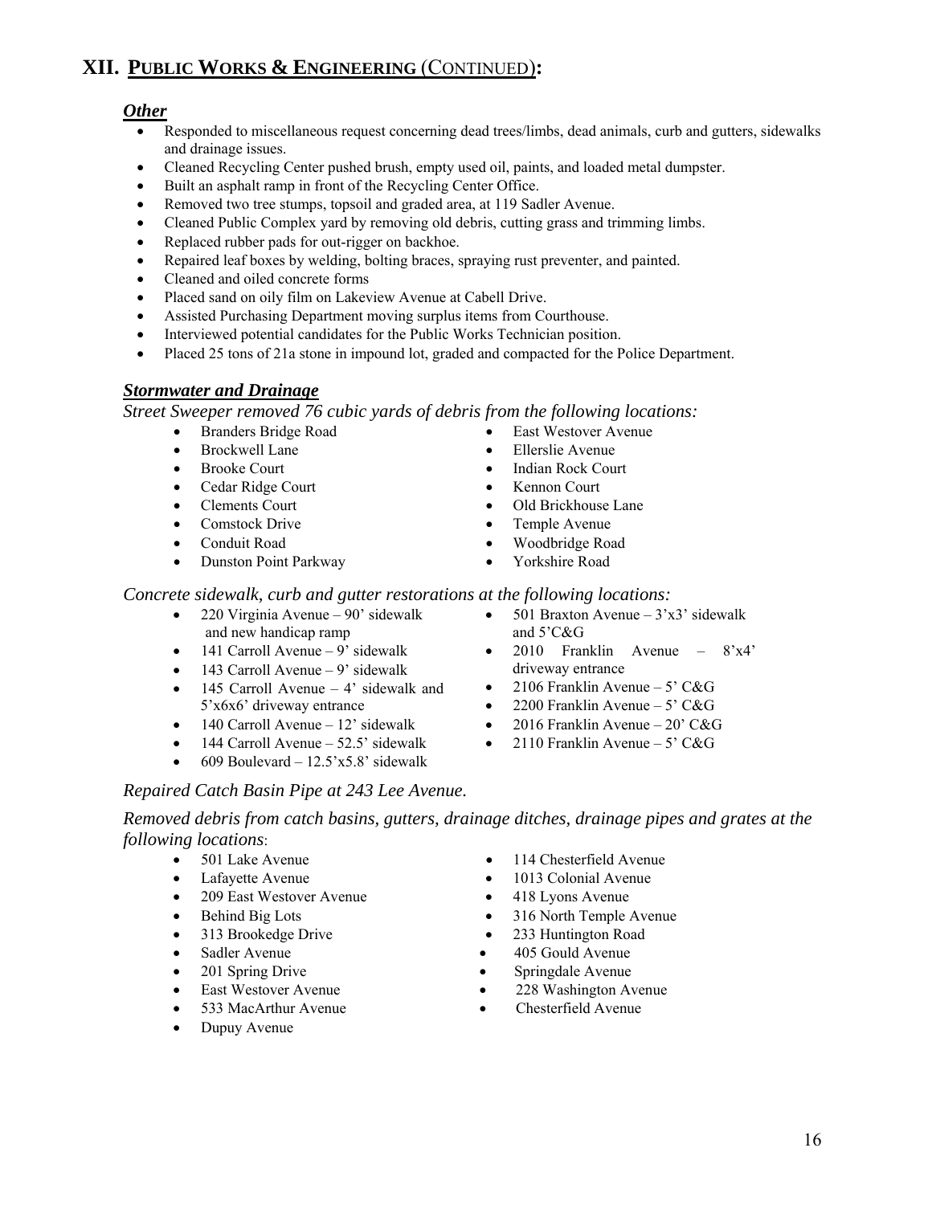# XII. PUBLIC WORKS & ENGINEERING (CONTINUED):

### *Other*

- Responded to miscellaneous request concerning dead trees/limbs, dead animals, curb and gutters, sidewalks and drainage issues.
- Cleaned Recycling Center pushed brush, empty used oil, paints, and loaded metal dumpster.
- Built an asphalt ramp in front of the Recycling Center Office.
- Removed two tree stumps, topsoil and graded area, at 119 Sadler Avenue.
- Cleaned Public Complex yard by removing old debris, cutting grass and trimming limbs.
- Replaced rubber pads for out-rigger on backhoe.
- Repaired leaf boxes by welding, bolting braces, spraying rust preventer, and painted.
- Cleaned and oiled concrete forms
- Placed sand on oily film on Lakeview Avenue at Cabell Drive.
- Assisted Purchasing Department moving surplus items from Courthouse.
- Interviewed potential candidates for the Public Works Technician position.
- Placed 25 tons of 21a stone in impound lot, graded and compacted for the Police Department.

### *Stormwater and Drainage*

*Street Sweeper removed 76 cubic yards of debris from the following locations:*

- Branders Bridge Road
- Brockwell Lane
- Brooke Court
- Cedar Ridge Court
- Clements Court
- Comstock Drive
- Conduit Road
- Dunston Point Parkway
- East Westover Avenue
- Ellerslie Avenue
- Indian Rock Court
- Kennon Court
- Old Brickhouse Lane
- Temple Avenue
- Woodbridge Road
- Yorkshire Road

*Concrete sidewalk, curb and gutter restorations at the following locations:*

- 220 Virginia Avenue – 90' sidewalk and new handicap ramp
- 141 Carroll Avenue – 9' sidewalk
- 143 Carroll Avenue – 9' sidewalk
- 145 Carroll Avenue – 4' sidewalk and 5'x6x6' driveway entrance
- 140 Carroll Avenue – 12' sidewalk
- 144 Carroll Avenue – 52.5' sidewalk
- 609 Boulevard – 12.5'x5.8' sidewalk
- 501 Braxton Avenue – 3'x3' sidewalk and 5'C&G
- 2010 Franklin Avenue – 8'x4' driveway entrance
- 2106 Franklin Avenue – 5' C&G
- 2200 Franklin Avenue – 5' C&G
- 2016 Franklin Avenue – 20' C&G
- 2110 Franklin Avenue – 5' C&G

*Repaired Catch Basin Pipe at 243 Lee Avenue.*

*Removed debris from catch basins, gutters, drainage ditches, drainage pipes and grates at the following locations*:

- 501 Lake Avenue
- Lafayette Avenue
- 209 East Westover Avenue
- Behind Big Lots
- 313 Brookedge Drive
- Sadler Avenue
- 201 Spring Drive
- East Westover Avenue
- 533 MacArthur Avenue
- Dupuy Avenue
- 114 Chesterfield Avenue
- 1013 Colonial Avenue
- 418 Lyons Avenue
- 316 North Temple Avenue
- 233 Huntington Road
- 405 Gould Avenue
- Springdale Avenue
- 228 Washington Avenue
- Chesterfield Avenue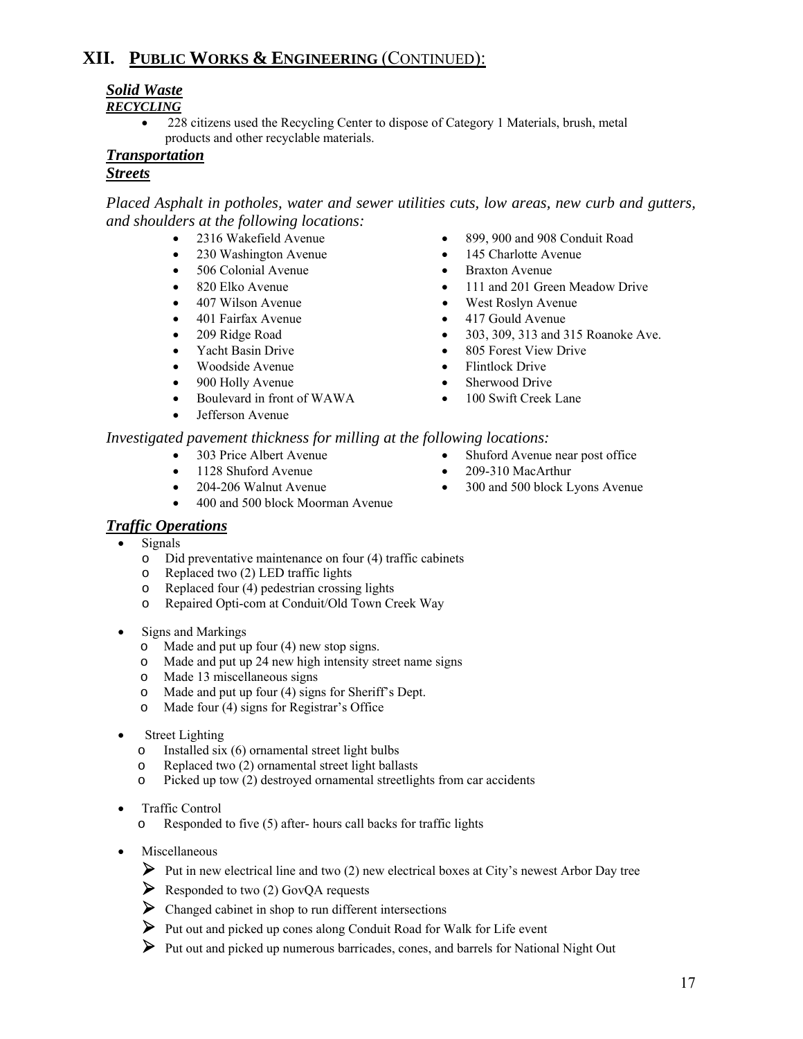# XII. PUBLIC WORKS & ENGINEERING (CONTINUED):

## *Solid Waste*

### *RECYCLING*

- 228 citizens used the Recycling Center to dispose of Category 1 Materials, brush, metal products and other recyclable materials.

## *Transportation*

### *Streets*

*Placed Asphalt in potholes, water and sewer utilities cuts, low areas, new curb and gutters, and shoulders at the following locations:*

- 2316 Wakefield Avenue
- 230 Washington Avenue
- 506 Colonial Avenue
- 820 Elko Avenue
- 407 Wilson Avenue
- 401 Fairfax Avenue
- 209 Ridge Road
- Yacht Basin Drive
- Woodside Avenue
- 900 Holly Avenue
- Boulevard in front of WAWA
- Jefferson Avenue
- 899, 900 and 908 Conduit Road
- 145 Charlotte Avenue
- Braxton Avenue
- 111 and 201 Green Meadow Drive
- West Roslyn Avenue
- 417 Gould Avenue
- 303, 309, 313 and 315 Roanoke Ave.
- 805 Forest View Drive
- Flintlock Drive
- Sherwood Drive
- 100 Swift Creek Lane

*Investigated pavement thickness for milling at the following locations:*

- 303 Price Albert Avenue
- 1128 Shuford Avenue
- 204-206 Walnut Avenue
- 400 and 500 block Moorman Avenue
- Shuford Avenue near post office
- 209-310 MacArthur
- 300 and 500 block Lyons Avenue

### *Traffic Operations*

- Signals
  - Did preventative maintenance on four (4) traffic cabinets
  - Replaced two (2) LED traffic lights
  - Replaced four (4) pedestrian crossing lights
  - Repaired Opti-com at Conduit/Old Town Creek Way

- Signs and Markings
  - Made and put up four (4) new stop signs.
  - Made and put up 24 new high intensity street name signs
  - Made 13 miscellaneous signs
  - Made and put up four (4) signs for Sheriff's Dept.
  - Made four (4) signs for Registrar's Office

- Street Lighting
  - Installed six (6) ornamental street light bulbs
  - Replaced two (2) ornamental street light ballasts
  - Picked up tow (2) destroyed ornamental streetlights from car accidents

- Traffic Control
  - Responded to five (5) after- hours call backs for traffic lights

- Miscellaneous
  - Put in new electrical line and two (2) new electrical boxes at City's newest Arbor Day tree
  - Responded to two (2) GovQA requests
  - Changed cabinet in shop to run different intersections
  - Put out and picked up cones along Conduit Road for Walk for Life event
  - Put out and picked up numerous barricades, cones, and barrels for National Night Out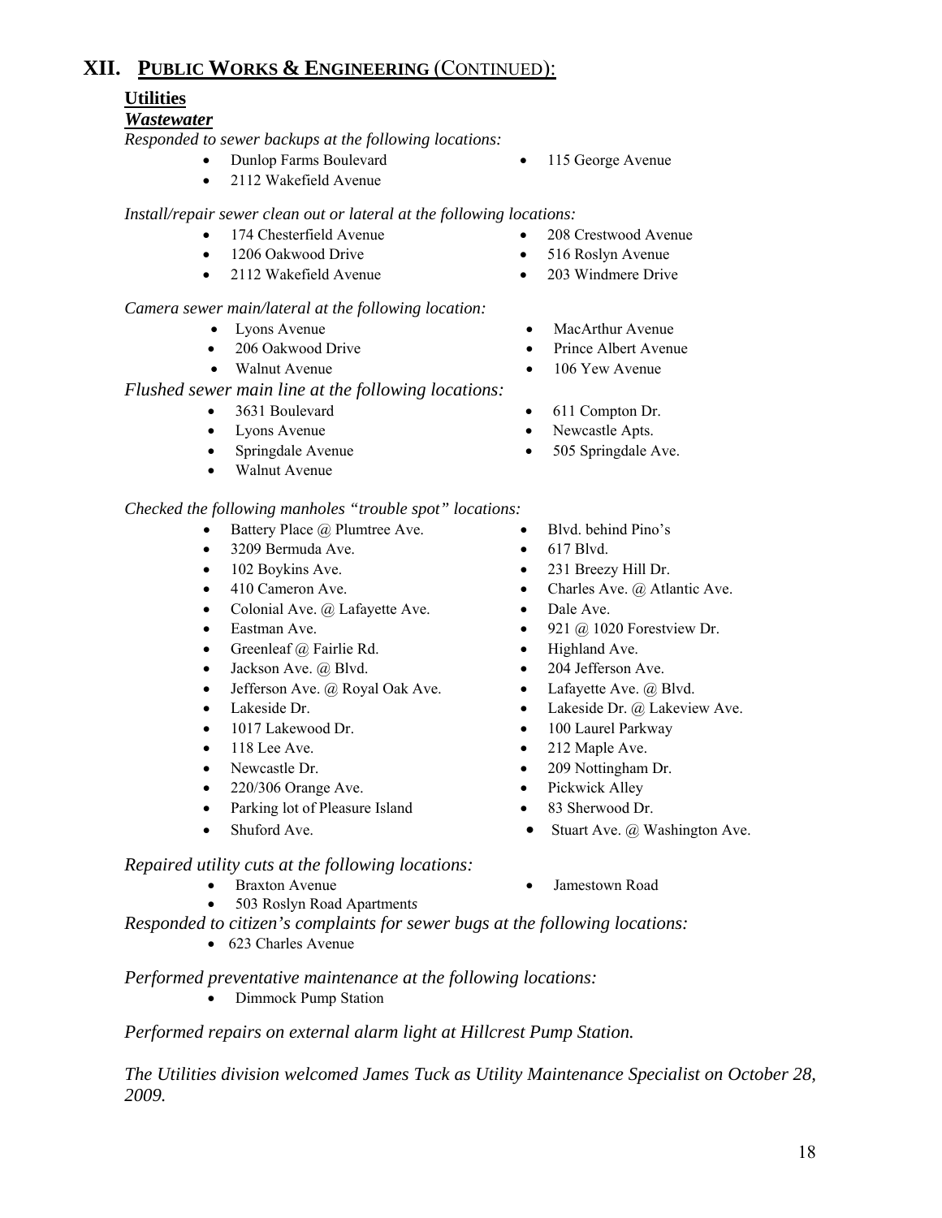# XII. Public Works & Engineering (Continued):

## Utilities

### *Wastewater*

*Responded to sewer backups at the following locations:*

- Dunlop Farms Boulevard
- 115 George Avenue
- 2112 Wakefield Avenue

*Install/repair sewer clean out or lateral at the following locations:*

- 174 Chesterfield Avenue
- 208 Crestwood Avenue
- 1206 Oakwood Drive
- 516 Roslyn Avenue
- 2112 Wakefield Avenue
- 203 Windmere Drive

*Camera sewer main/lateral at the following location:*

- Lyons Avenue
- MacArthur Avenue
- 206 Oakwood Drive
- Prince Albert Avenue
- Walnut Avenue
- 106 Yew Avenue

*Flushed sewer main line at the following locations:*

- 3631 Boulevard
- 611 Compton Dr.
- Lyons Avenue
- Newcastle Apts.
- Springdale Avenue
- 505 Springdale Ave.
- Walnut Avenue

*Checked the following manholes "trouble spot" locations:*

- Battery Place @ Plumtree Ave.
- Blvd. behind Pino's
- 3209 Bermuda Ave.
- 617 Blvd.
- 102 Boykins Ave.
- 231 Breezy Hill Dr.
- 410 Cameron Ave.
- Charles Ave. @ Atlantic Ave.
- Colonial Ave. @ Lafayette Ave.
- Dale Ave.
- Eastman Ave.
- 921 @ 1020 Forestview Dr.
- Greenleaf @ Fairlie Rd.
- Highland Ave.
- Jackson Ave. @ Blvd.
- 204 Jefferson Ave.
- Jefferson Ave. @ Royal Oak Ave.
- Lafayette Ave. @ Blvd.
- Lakeside Dr.
- Lakeside Dr. @ Lakeview Ave.
- 1017 Lakewood Dr.
- 100 Laurel Parkway
- 118 Lee Ave.
- 212 Maple Ave.
- Newcastle Dr.
- 209 Nottingham Dr.
- 220/306 Orange Ave.
- Pickwick Alley
- Parking lot of Pleasure Island
- 83 Sherwood Dr.
- Shuford Ave.
- Stuart Ave. @ Washington Ave.

*Repaired utility cuts at the following locations:*

- Braxton Avenue
- Jamestown Road
- 503 Roslyn Road Apartments

*Responded to citizen's complaints for sewer bugs at the following locations:*

- 623 Charles Avenue

*Performed preventative maintenance at the following locations:*

- Dimmock Pump Station

*Performed repairs on external alarm light at Hillcrest Pump Station.*

*The Utilities division welcomed James Tuck as Utility Maintenance Specialist on October 28, 2009.*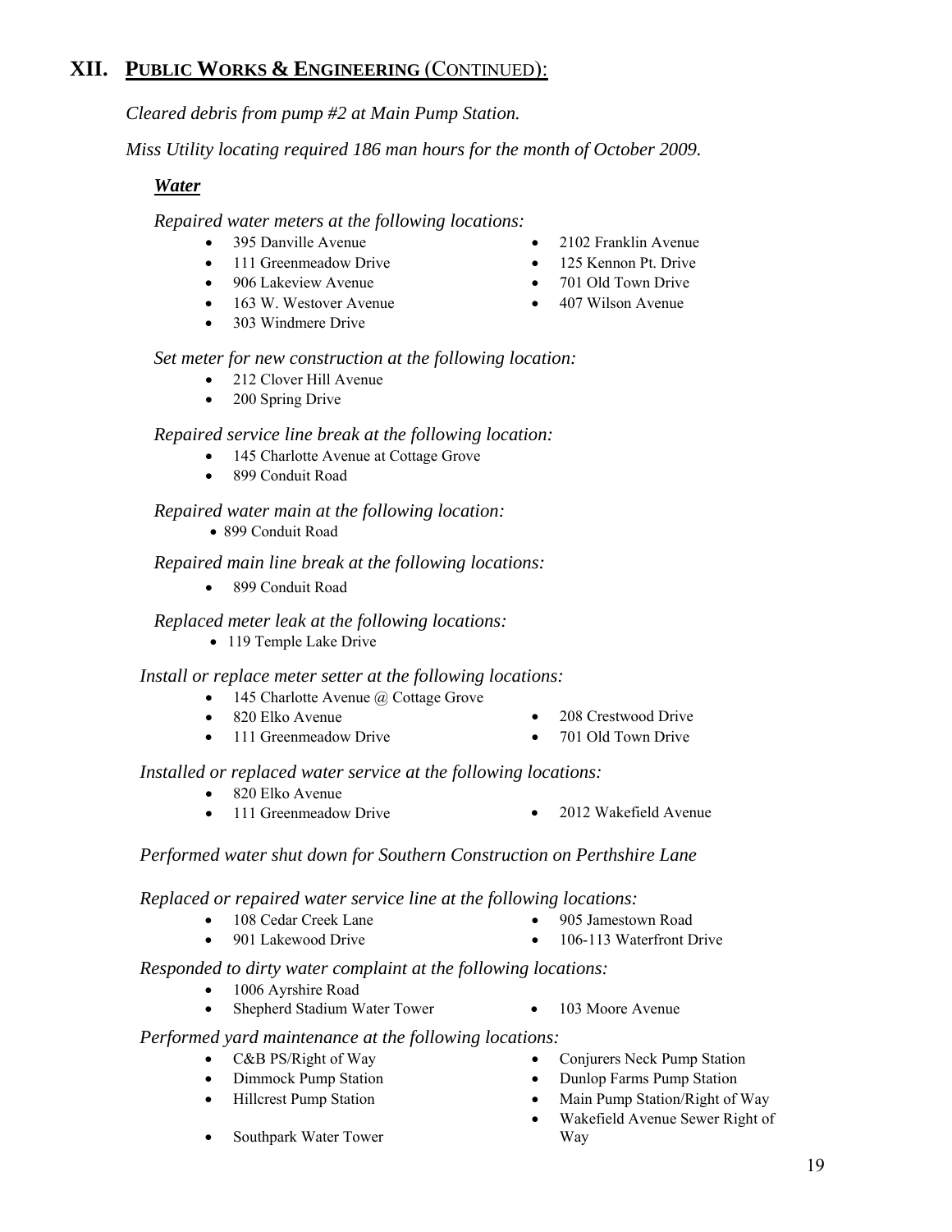## XII. PUBLIC WORKS & ENGINEERING (CONTINUED):

*Cleared debris from pump #2 at Main Pump Station.*

*Miss Utility locating required 186 man hours for the month of October 2009.*

### *Water*

*Repaired water meters at the following locations:*

- 395 Danville Avenue
- 111 Greenmeadow Drive
- 906 Lakeview Avenue
- 163 W. Westover Avenue
- 303 Windmere Drive
- 2102 Franklin Avenue
- 125 Kennon Pt. Drive
- 701 Old Town Drive
- 407 Wilson Avenue

*Set meter for new construction at the following location:*

- 212 Clover Hill Avenue
- 200 Spring Drive

*Repaired service line break at the following location:*

- 145 Charlotte Avenue at Cottage Grove
- 899 Conduit Road

*Repaired water main at the following location:*

- 899 Conduit Road

*Repaired main line break at the following locations:*

- 899 Conduit Road

*Replaced meter leak at the following locations:*

- 119 Temple Lake Drive

*Install or replace meter setter at the following locations:*

- 145 Charlotte Avenue @ Cottage Grove
- 820 Elko Avenue
- 111 Greenmeadow Drive
- 208 Crestwood Drive
- 701 Old Town Drive

*Installed or replaced water service at the following locations:*

- 820 Elko Avenue
- 111 Greenmeadow Drive
- 2012 Wakefield Avenue

*Performed water shut down for Southern Construction on Perthshire Lane*

*Replaced or repaired water service line at the following locations:*

- 108 Cedar Creek Lane
- 901 Lakewood Drive
- 905 Jamestown Road
- 106-113 Waterfront Drive

*Responded to dirty water complaint at the following locations:*

- 1006 Ayrshire Road
- Shepherd Stadium Water Tower
- 103 Moore Avenue

*Performed yard maintenance at the following locations:*

- C&B PS/Right of Way
- Dimmock Pump Station
- Hillcrest Pump Station
- Southpark Water Tower
- Conjurers Neck Pump Station
- Dunlop Farms Pump Station
- Main Pump Station/Right of Way
- Wakefield Avenue Sewer Right of Way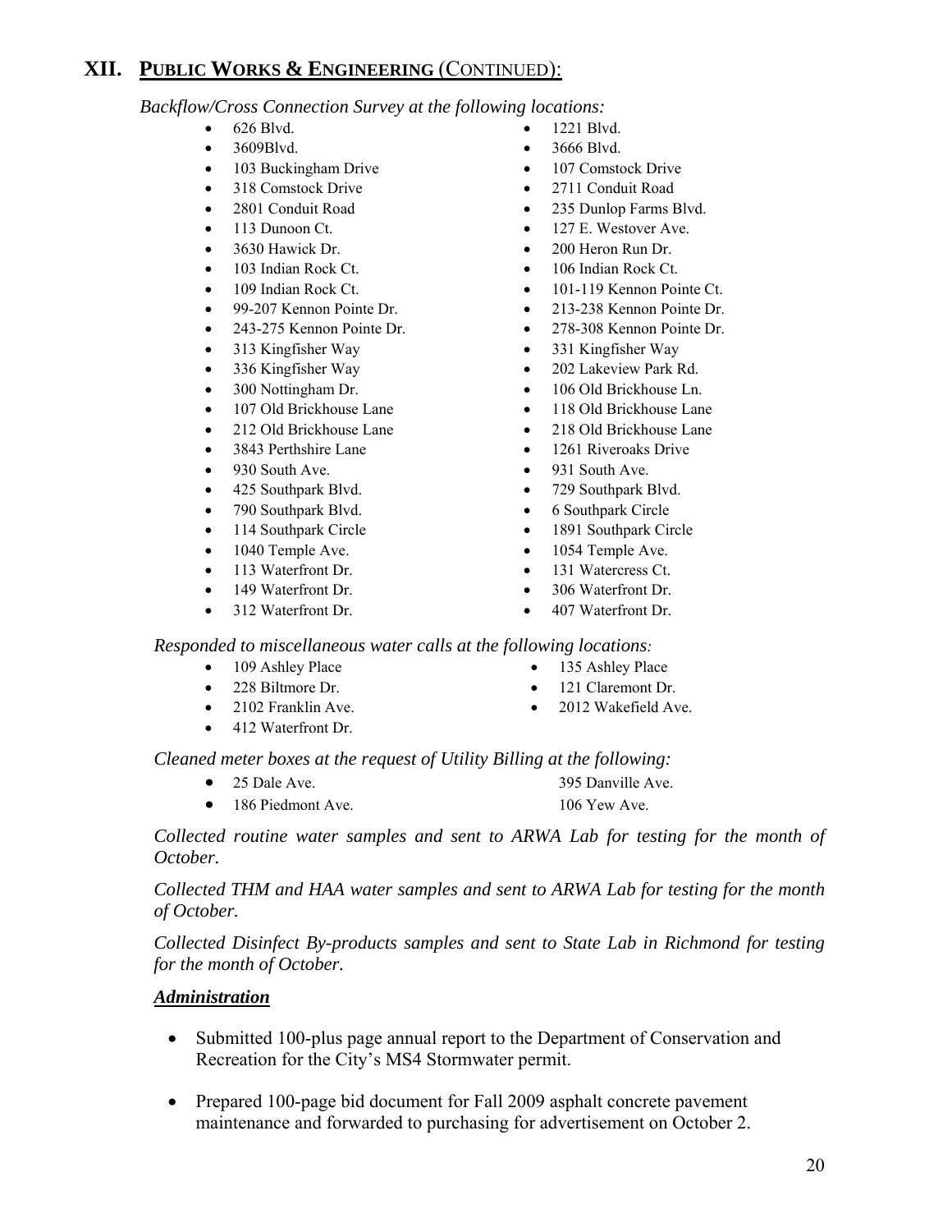## XII. PUBLIC WORKS & ENGINEERING (CONTINUED):

*Backflow/Cross Connection Survey at the following locations:*

- 626 Blvd.
- 1221 Blvd.
- 3609Blvd.
- 3666 Blvd.
- 103 Buckingham Drive
- 107 Comstock Drive
- 318 Comstock Drive
- 2711 Conduit Road
- 2801 Conduit Road
- 235 Dunlop Farms Blvd.
- 113 Dunoon Ct.
- 127 E. Westover Ave.
- 3630 Hawick Dr.
- 200 Heron Run Dr.
- 103 Indian Rock Ct.
- 106 Indian Rock Ct.
- 109 Indian Rock Ct.
- 101-119 Kennon Pointe Ct.
- 99-207 Kennon Pointe Dr.
- 213-238 Kennon Pointe Dr.
- 243-275 Kennon Pointe Dr.
- 278-308 Kennon Pointe Dr.
- 313 Kingfisher Way
- 331 Kingfisher Way
- 336 Kingfisher Way
- 202 Lakeview Park Rd.
- 300 Nottingham Dr.
- 106 Old Brickhouse Ln.
- 107 Old Brickhouse Lane
- 118 Old Brickhouse Lane
- 212 Old Brickhouse Lane
- 218 Old Brickhouse Lane
- 3843 Perthshire Lane
- 1261 Riveroaks Drive
- 930 South Ave.
- 931 South Ave.
- 425 Southpark Blvd.
- 729 Southpark Blvd.
- 790 Southpark Blvd.
- 6 Southpark Circle
- 114 Southpark Circle
- 1891 Southpark Circle
- 1040 Temple Ave.
- 1054 Temple Ave.
- 113 Waterfront Dr.
- 131 Watercress Ct.
- 149 Waterfront Dr.
- 306 Waterfront Dr.
- 312 Waterfront Dr.
- 407 Waterfront Dr.

*Responded to miscellaneous water calls at the following locations:*

- 109 Ashley Place
- 135 Ashley Place
- 228 Biltmore Dr.
- 121 Claremont Dr.
- 2102 Franklin Ave.
- 2012 Wakefield Ave.
- 412 Waterfront Dr.

*Cleaned meter boxes at the request of Utility Billing at the following:*

- 25 Dale Ave.
- 395 Danville Ave.
- 186 Piedmont Ave.
- 106 Yew Ave.

*Collected routine water samples and sent to ARWA Lab for testing for the month of October.*

*Collected THM and HAA water samples and sent to ARWA Lab for testing for the month of October.*

*Collected Disinfect By-products samples and sent to State Lab in Richmond for testing for the month of October.*

***Administration***

- Submitted 100-plus page annual report to the Department of Conservation and Recreation for the City's MS4 Stormwater permit.
- Prepared 100-page bid document for Fall 2009 asphalt concrete pavement maintenance and forwarded to purchasing for advertisement on October 2.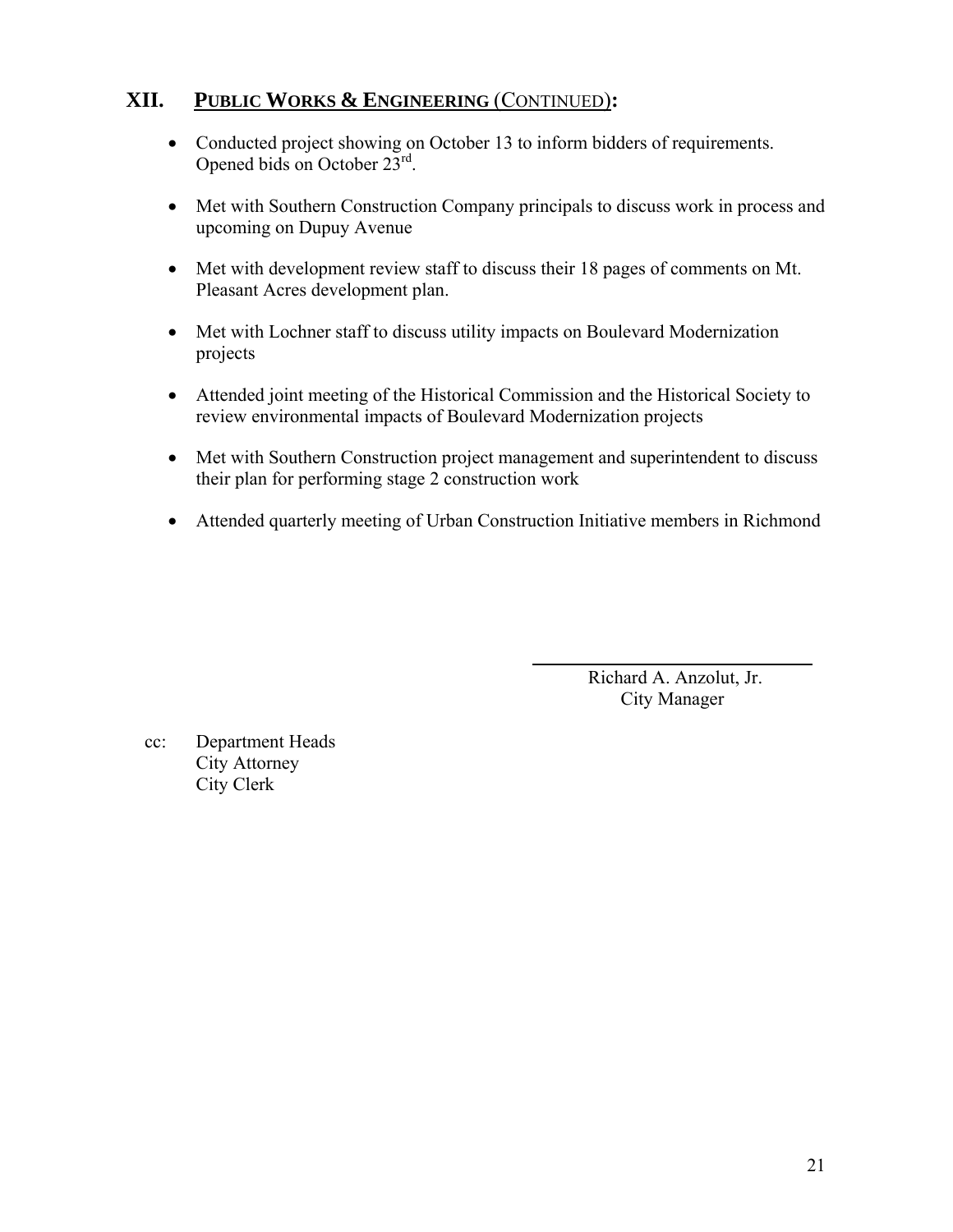## XII. **PUBLIC WORKS & ENGINEERING** (CONTINUED)**:**

- Conducted project showing on October 13 to inform bidders of requirements. Opened bids on October 23rd.
- Met with Southern Construction Company principals to discuss work in process and upcoming on Dupuy Avenue
- Met with development review staff to discuss their 18 pages of comments on Mt. Pleasant Acres development plan.
- Met with Lochner staff to discuss utility impacts on Boulevard Modernization projects
- Attended joint meeting of the Historical Commission and the Historical Society to review environmental impacts of Boulevard Modernization projects
- Met with Southern Construction project management and superintendent to discuss their plan for performing stage 2 construction work
- Attended quarterly meeting of Urban Construction Initiative members in Richmond

Richard A. Anzolut, Jr.
City Manager

cc: Department Heads
City Attorney
City Clerk